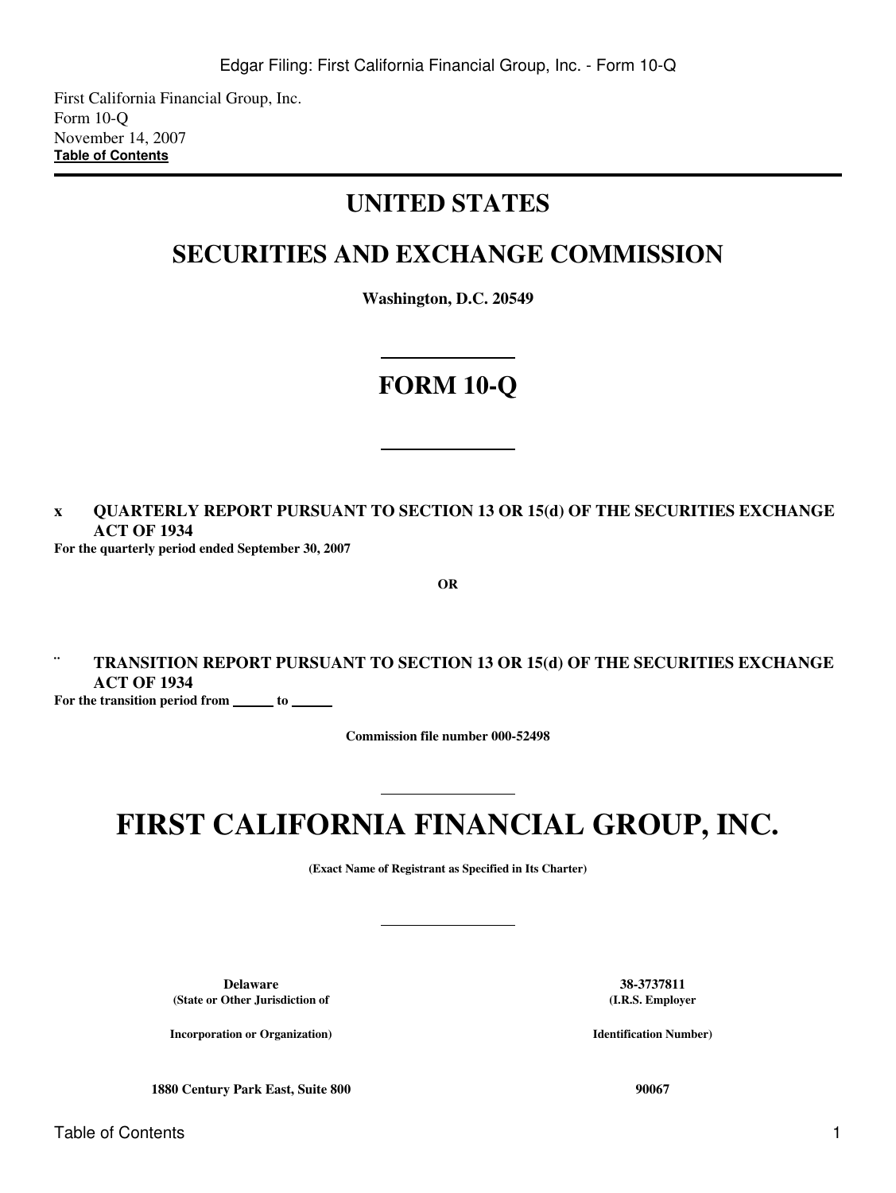First California Financial Group, Inc.
Form 10-Q
November 14, 2007
**Table of Contents**

# UNITED STATES

# SECURITIES AND EXCHANGE COMMISSION

**Washington, D.C. 20549**

# FORM 10-Q

x **QUARTERLY REPORT PURSUANT TO SECTION 13 OR 15(d) OF THE SECURITIES EXCHANGE ACT OF 1934**
**For the quarterly period ended September 30, 2007**

**OR**

¨ **TRANSITION REPORT PURSUANT TO SECTION 13 OR 15(d) OF THE SECURITIES EXCHANGE ACT OF 1934**
**For the transition period from ______ to ______**

**Commission file number 000-52498**

# FIRST CALIFORNIA FINANCIAL GROUP, INC.

**(Exact Name of Registrant as Specified in Its Charter)**

| **Delaware** | **38-3737811** |
|---|---|
| **(State or Other Jurisdiction of Incorporation or Organization)** | **(I.R.S. Employer Identification Number)** |
| **1880 Century Park East, Suite 800** | **90067** |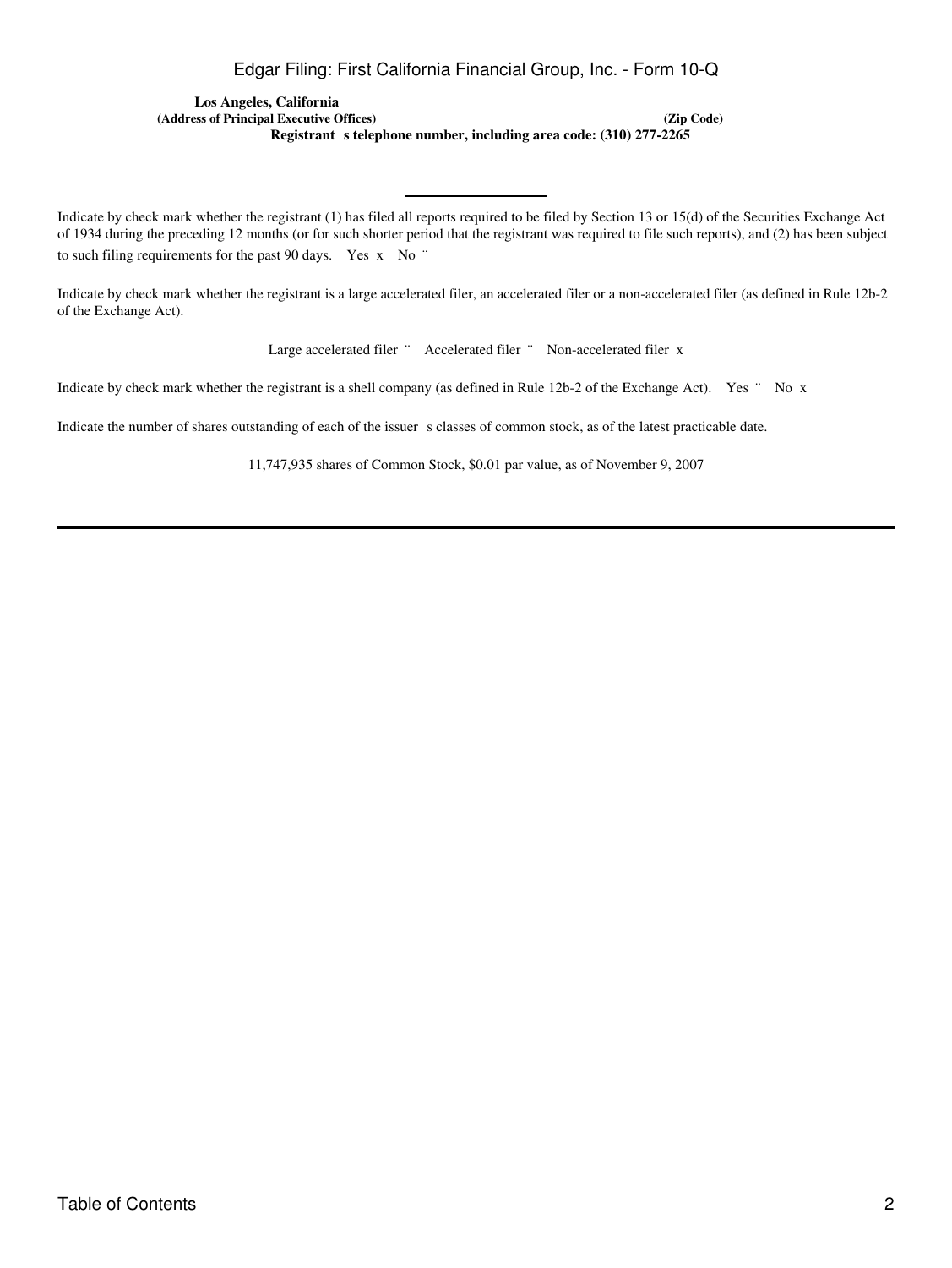**Los Angeles, California**
**(Address of Principal Executive Offices)** **(Zip Code)**

**Registrant s telephone number, including area code: (310) 277-2265**

---

Indicate by check mark whether the registrant (1) has filed all reports required to be filed by Section 13 or 15(d) of the Securities Exchange Act of 1934 during the preceding 12 months (or for such shorter period that the registrant was required to file such reports), and (2) has been subject to such filing requirements for the past 90 days. Yes x No ¨

Indicate by check mark whether the registrant is a large accelerated filer, an accelerated filer or a non-accelerated filer (as defined in Rule 12b-2 of the Exchange Act).

Large accelerated filer ¨ Accelerated filer ¨ Non-accelerated filer x

Indicate by check mark whether the registrant is a shell company (as defined in Rule 12b-2 of the Exchange Act). Yes ¨ No x

Indicate the number of shares outstanding of each of the issuer s classes of common stock, as of the latest practicable date.

11,747,935 shares of Common Stock, $0.01 par value, as of November 9, 2007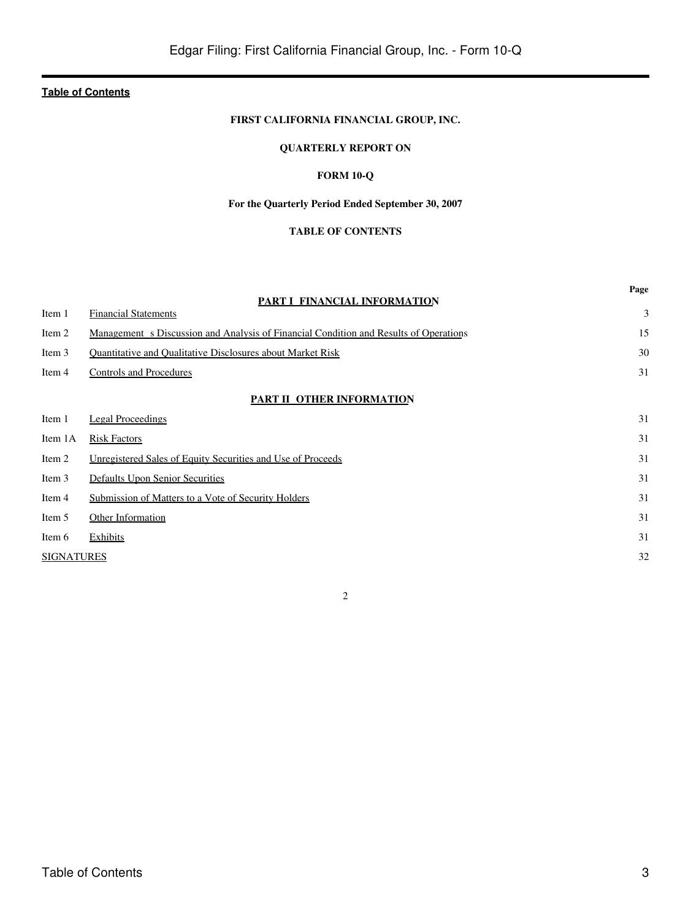**Table of Contents**

**FIRST CALIFORNIA FINANCIAL GROUP, INC.**

**QUARTERLY REPORT ON**

**FORM 10-Q**

**For the Quarterly Period Ended September 30, 2007**

**TABLE OF CONTENTS**

| | | Page |
|---|---|---|
| | **PART I FINANCIAL INFORMATION** | |
| Item 1 | Financial Statements | 3 |
| Item 2 | Management s Discussion and Analysis of Financial Condition and Results of Operations | 15 |
| Item 3 | Quantitative and Qualitative Disclosures about Market Risk | 30 |
| Item 4 | Controls and Procedures | 31 |
| | **PART II OTHER INFORMATION** | |
| Item 1 | Legal Proceedings | 31 |
| Item 1A | Risk Factors | 31 |
| Item 2 | Unregistered Sales of Equity Securities and Use of Proceeds | 31 |
| Item 3 | Defaults Upon Senior Securities | 31 |
| Item 4 | Submission of Matters to a Vote of Security Holders | 31 |
| Item 5 | Other Information | 31 |
| Item 6 | Exhibits | 31 |
| SIGNATURES | | 32 |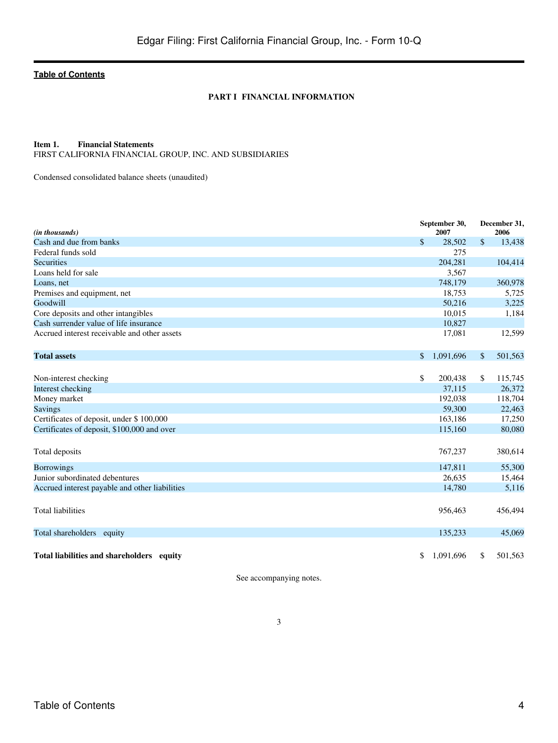[Table of Contents](#)

**PART I FINANCIAL INFORMATION**

**Item 1. Financial Statements**

FIRST CALIFORNIA FINANCIAL GROUP, INC. AND SUBSIDIARIES

Condensed consolidated balance sheets (unaudited)

| *(in thousands)* | September 30, 2007 | December 31, 2006 |
|---|---|---|
| Cash and due from banks | $ 28,502 | $ 13,438 |
| Federal funds sold | 275 | |
| Securities | 204,281 | 104,414 |
| Loans held for sale | 3,567 | |
| Loans, net | 748,179 | 360,978 |
| Premises and equipment, net | 18,753 | 5,725 |
| Goodwill | 50,216 | 3,225 |
| Core deposits and other intangibles | 10,015 | 1,184 |
| Cash surrender value of life insurance | 10,827 | |
| Accrued interest receivable and other assets | 17,081 | 12,599 |
| **Total assets** | $ 1,091,696 | $ 501,563 |
| Non-interest checking | $ 200,438 | $ 115,745 |
| Interest checking | 37,115 | 26,372 |
| Money market | 192,038 | 118,704 |
| Savings | 59,300 | 22,463 |
| Certificates of deposit, under $ 100,000 | 163,186 | 17,250 |
| Certificates of deposit, $100,000 and over | 115,160 | 80,080 |
| Total deposits | 767,237 | 380,614 |
| Borrowings | 147,811 | 55,300 |
| Junior subordinated debentures | 26,635 | 15,464 |
| Accrued interest payable and other liabilities | 14,780 | 5,116 |
| Total liabilities | 956,463 | 456,494 |
| Total shareholders equity | 135,233 | 45,069 |
| **Total liabilities and shareholders equity** | $ 1,091,696 | $ 501,563 |

See accompanying notes.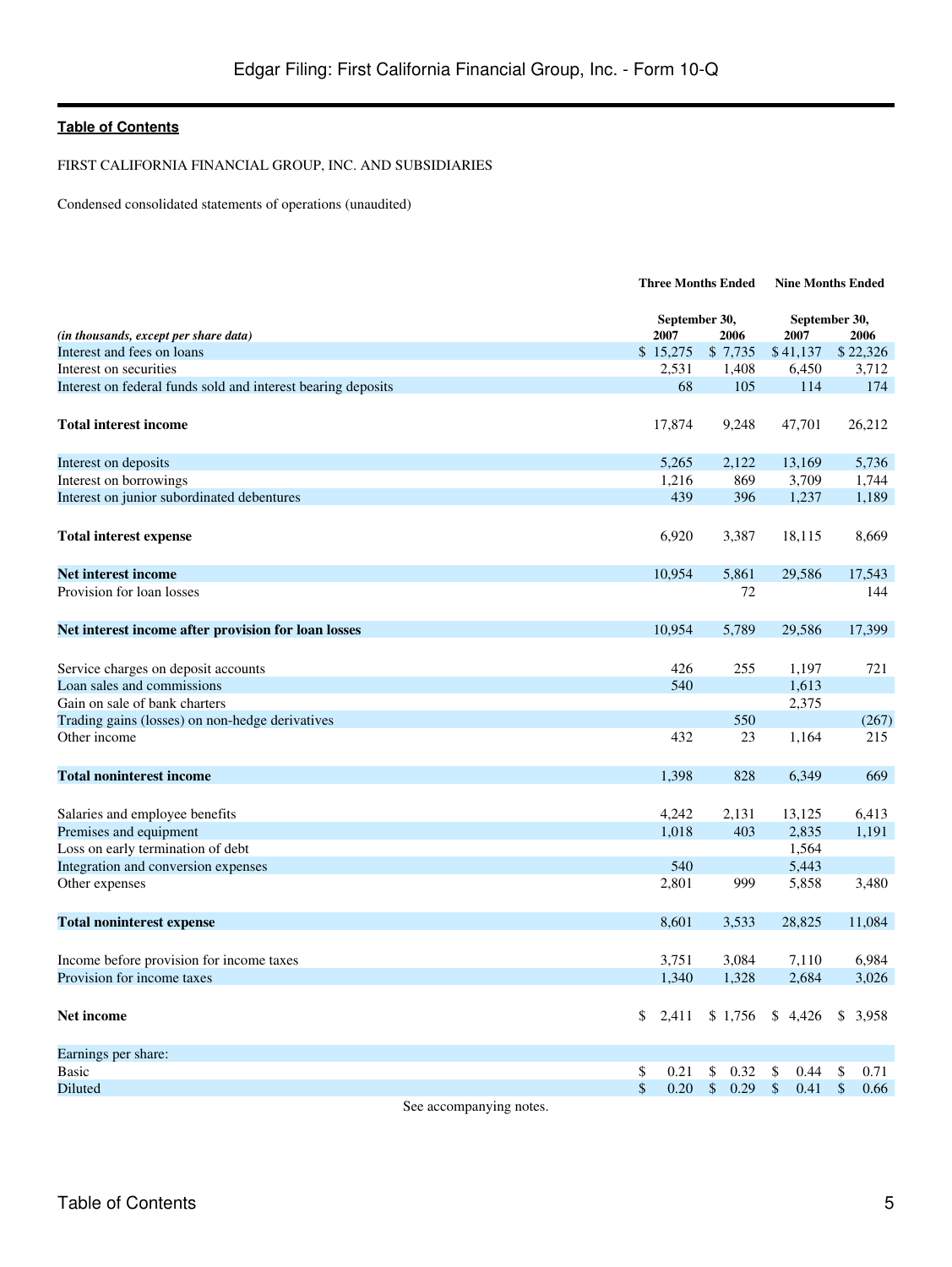FIRST CALIFORNIA FINANCIAL GROUP, INC. AND SUBSIDIARIES

Condensed consolidated statements of operations (unaudited)

| | Three Months Ended | | Nine Months Ended | |
|---|---|---|---|---|
| | September 30, | | September 30, | |
| *(in thousands, except per share data)* | 2007 | 2006 | 2007 | 2006 |
| Interest and fees on loans | $ 15,275 | $ 7,735 | $ 41,137 | $ 22,326 |
| Interest on securities | 2,531 | 1,408 | 6,450 | 3,712 |
| Interest on federal funds sold and interest bearing deposits | 68 | 105 | 114 | 174 |
| **Total interest income** | 17,874 | 9,248 | 47,701 | 26,212 |
| Interest on deposits | 5,265 | 2,122 | 13,169 | 5,736 |
| Interest on borrowings | 1,216 | 869 | 3,709 | 1,744 |
| Interest on junior subordinated debentures | 439 | 396 | 1,237 | 1,189 |
| **Total interest expense** | 6,920 | 3,387 | 18,115 | 8,669 |
| **Net interest income** | 10,954 | 5,861 | 29,586 | 17,543 |
| Provision for loan losses | | 72 | | 144 |
| **Net interest income after provision for loan losses** | 10,954 | 5,789 | 29,586 | 17,399 |
| Service charges on deposit accounts | 426 | 255 | 1,197 | 721 |
| Loan sales and commissions | 540 | | 1,613 | |
| Gain on sale of bank charters | | | 2,375 | |
| Trading gains (losses) on non-hedge derivatives | | 550 | | (267) |
| Other income | 432 | 23 | 1,164 | 215 |
| **Total noninterest income** | 1,398 | 828 | 6,349 | 669 |
| Salaries and employee benefits | 4,242 | 2,131 | 13,125 | 6,413 |
| Premises and equipment | 1,018 | 403 | 2,835 | 1,191 |
| Loss on early termination of debt | | | 1,564 | |
| Integration and conversion expenses | 540 | | 5,443 | |
| Other expenses | 2,801 | 999 | 5,858 | 3,480 |
| **Total noninterest expense** | 8,601 | 3,533 | 28,825 | 11,084 |
| Income before provision for income taxes | 3,751 | 3,084 | 7,110 | 6,984 |
| Provision for income taxes | 1,340 | 1,328 | 2,684 | 3,026 |
| **Net income** | $ 2,411 | $ 1,756 | $ 4,426 | $ 3,958 |
| Earnings per share: | | | | |
| Basic | $ 0.21 | $ 0.32 | $ 0.44 | $ 0.71 |
| Diluted | $ 0.20 | $ 0.29 | $ 0.41 | $ 0.66 |

See accompanying notes.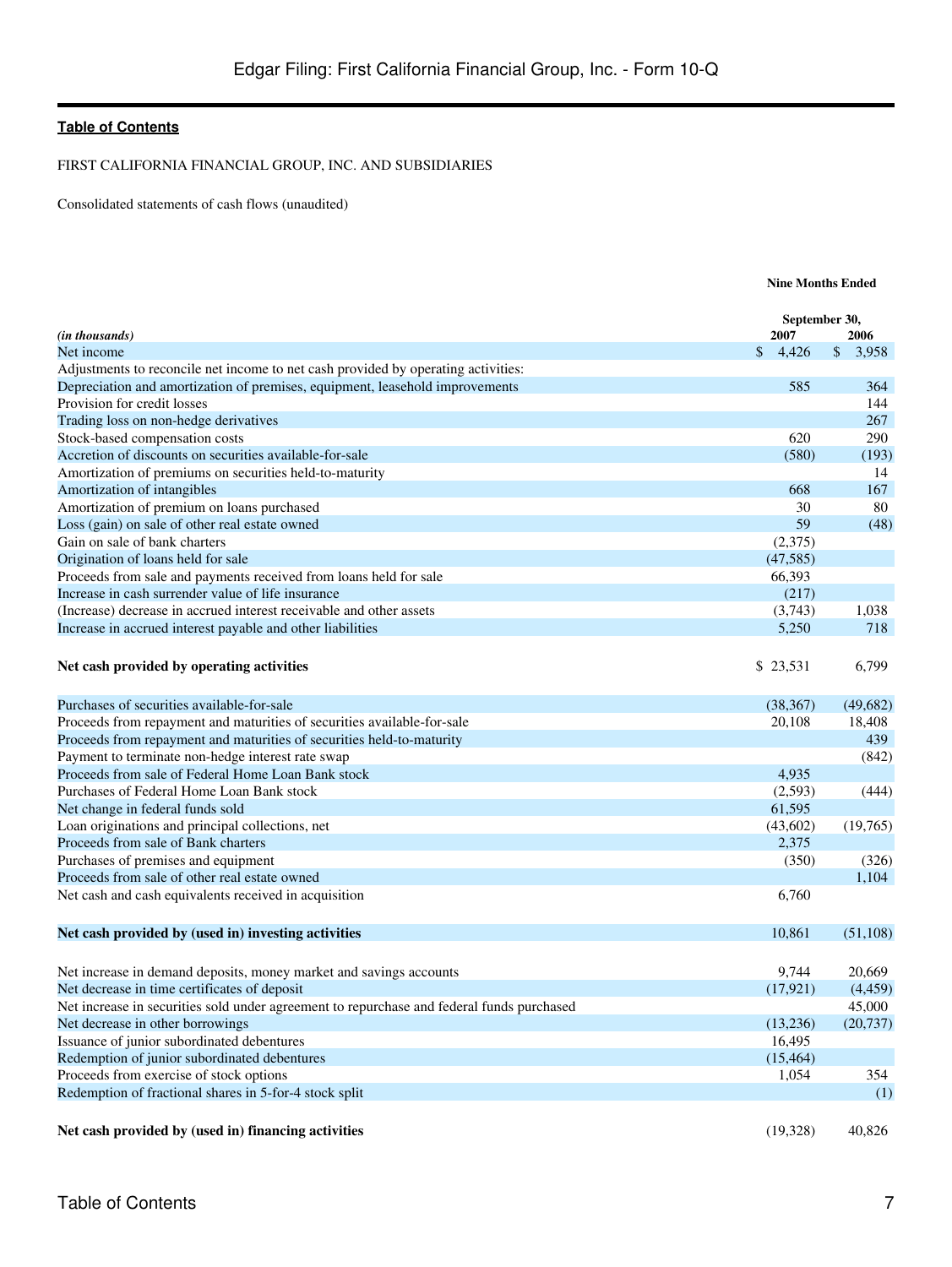**Table of Contents**

FIRST CALIFORNIA FINANCIAL GROUP, INC. AND SUBSIDIARIES

Consolidated statements of cash flows (unaudited)

| *(in thousands)* | Nine Months Ended September 30, 2007 | 2006 |
|---|---|---|
| Net income | $ 4,426 | $ 3,958 |
| Adjustments to reconcile net income to net cash provided by operating activities: | | |
| Depreciation and amortization of premises, equipment, leasehold improvements | 585 | 364 |
| Provision for credit losses | | 144 |
| Trading loss on non-hedge derivatives | | 267 |
| Stock-based compensation costs | 620 | 290 |
| Accretion of discounts on securities available-for-sale | (580) | (193) |
| Amortization of premiums on securities held-to-maturity | | 14 |
| Amortization of intangibles | 668 | 167 |
| Amortization of premium on loans purchased | 30 | 80 |
| Loss (gain) on sale of other real estate owned | 59 | (48) |
| Gain on sale of bank charters | (2,375) | |
| Origination of loans held for sale | (47,585) | |
| Proceeds from sale and payments received from loans held for sale | 66,393 | |
| Increase in cash surrender value of life insurance | (217) | |
| (Increase) decrease in accrued interest receivable and other assets | (3,743) | 1,038 |
| Increase in accrued interest payable and other liabilities | 5,250 | 718 |
| **Net cash provided by operating activities** | $ 23,531 | 6,799 |
| Purchases of securities available-for-sale | (38,367) | (49,682) |
| Proceeds from repayment and maturities of securities available-for-sale | 20,108 | 18,408 |
| Proceeds from repayment and maturities of securities held-to-maturity | | 439 |
| Payment to terminate non-hedge interest rate swap | | (842) |
| Proceeds from sale of Federal Home Loan Bank stock | 4,935 | |
| Purchases of Federal Home Loan Bank stock | (2,593) | (444) |
| Net change in federal funds sold | 61,595 | |
| Loan originations and principal collections, net | (43,602) | (19,765) |
| Proceeds from sale of Bank charters | 2,375 | |
| Purchases of premises and equipment | (350) | (326) |
| Proceeds from sale of other real estate owned | | 1,104 |
| Net cash and cash equivalents received in acquisition | 6,760 | |
| **Net cash provided by (used in) investing activities** | 10,861 | (51,108) |
| Net increase in demand deposits, money market and savings accounts | 9,744 | 20,669 |
| Net decrease in time certificates of deposit | (17,921) | (4,459) |
| Net increase in securities sold under agreement to repurchase and federal funds purchased | | 45,000 |
| Net decrease in other borrowings | (13,236) | (20,737) |
| Issuance of junior subordinated debentures | 16,495 | |
| Redemption of junior subordinated debentures | (15,464) | |
| Proceeds from exercise of stock options | 1,054 | 354 |
| Redemption of fractional shares in 5-for-4 stock split | | (1) |
| **Net cash provided by (used in) financing activities** | (19,328) | 40,826 |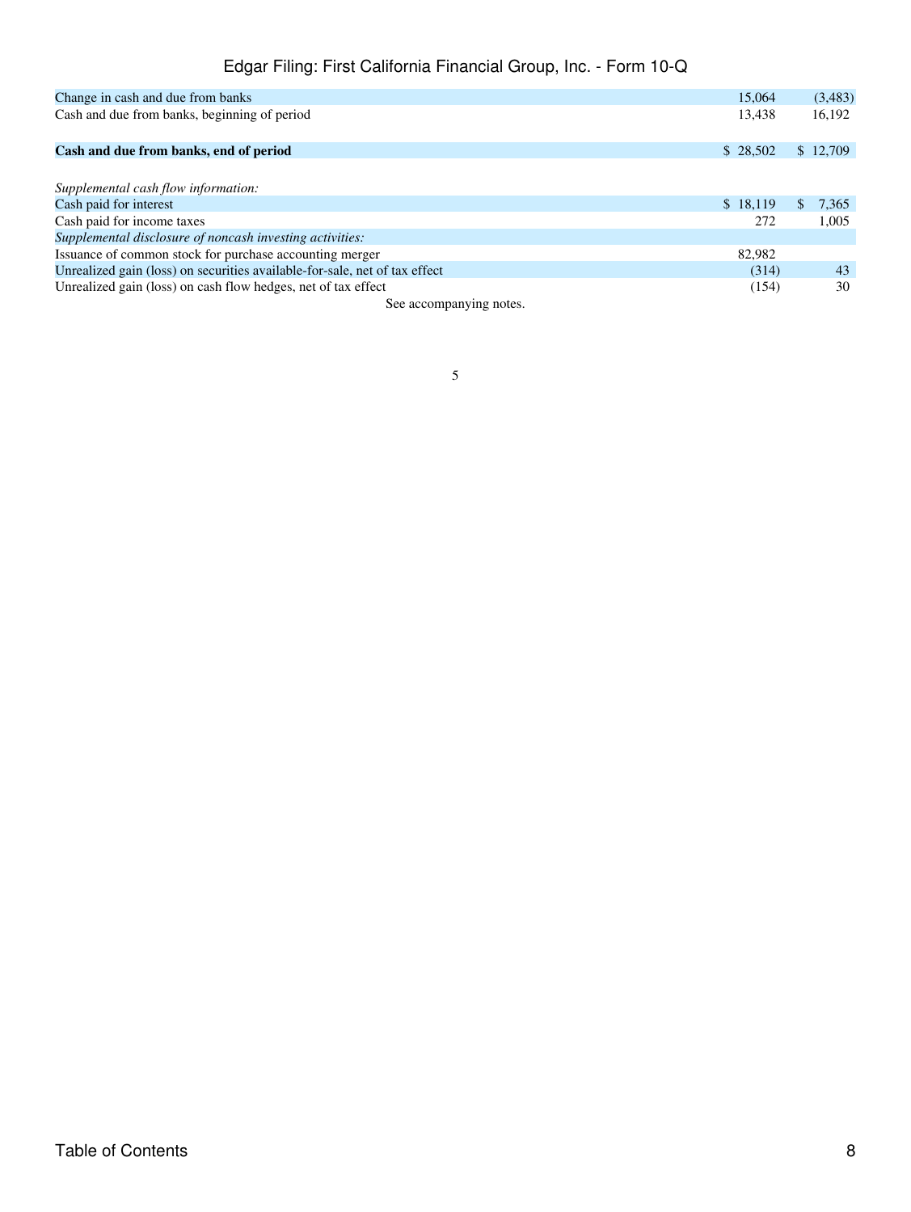| | | |
|---|---|---|
| Change in cash and due from banks | 15,064 | (3,483) |
| Cash and due from banks, beginning of period | 13,438 | 16,192 |
| **Cash and due from banks, end of period** | $ 28,502 | $ 12,709 |
| *Supplemental cash flow information:* | | |
| Cash paid for interest | $ 18,119 | $ 7,365 |
| Cash paid for income taxes | 272 | 1,005 |
| *Supplemental disclosure of noncash investing activities:* | | |
| Issuance of common stock for purchase accounting merger | 82,982 | |
| Unrealized gain (loss) on securities available-for-sale, net of tax effect | (314) | 43 |
| Unrealized gain (loss) on cash flow hedges, net of tax effect | (154) | 30 |

See accompanying notes.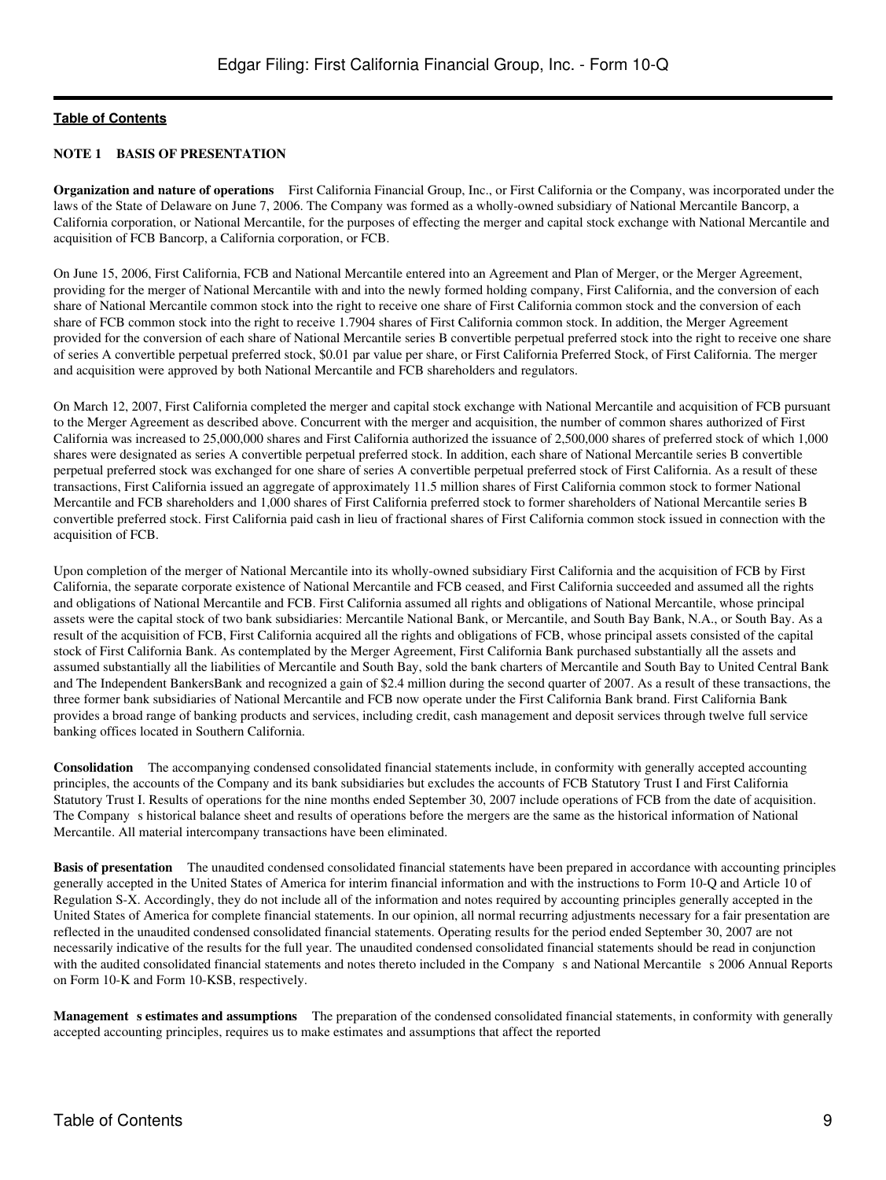**Table of Contents**

**NOTE 1 BASIS OF PRESENTATION**

**Organization and nature of operations** First California Financial Group, Inc., or First California or the Company, was incorporated under the laws of the State of Delaware on June 7, 2006. The Company was formed as a wholly-owned subsidiary of National Mercantile Bancorp, a California corporation, or National Mercantile, for the purposes of effecting the merger and capital stock exchange with National Mercantile and acquisition of FCB Bancorp, a California corporation, or FCB.

On June 15, 2006, First California, FCB and National Mercantile entered into an Agreement and Plan of Merger, or the Merger Agreement, providing for the merger of National Mercantile with and into the newly formed holding company, First California, and the conversion of each share of National Mercantile common stock into the right to receive one share of First California common stock and the conversion of each share of FCB common stock into the right to receive 1.7904 shares of First California common stock. In addition, the Merger Agreement provided for the conversion of each share of National Mercantile series B convertible perpetual preferred stock into the right to receive one share of series A convertible perpetual preferred stock, $0.01 par value per share, or First California Preferred Stock, of First California. The merger and acquisition were approved by both National Mercantile and FCB shareholders and regulators.

On March 12, 2007, First California completed the merger and capital stock exchange with National Mercantile and acquisition of FCB pursuant to the Merger Agreement as described above. Concurrent with the merger and acquisition, the number of common shares authorized of First California was increased to 25,000,000 shares and First California authorized the issuance of 2,500,000 shares of preferred stock of which 1,000 shares were designated as series A convertible perpetual preferred stock. In addition, each share of National Mercantile series B convertible perpetual preferred stock was exchanged for one share of series A convertible perpetual preferred stock of First California. As a result of these transactions, First California issued an aggregate of approximately 11.5 million shares of First California common stock to former National Mercantile and FCB shareholders and 1,000 shares of First California preferred stock to former shareholders of National Mercantile series B convertible preferred stock. First California paid cash in lieu of fractional shares of First California common stock issued in connection with the acquisition of FCB.

Upon completion of the merger of National Mercantile into its wholly-owned subsidiary First California and the acquisition of FCB by First California, the separate corporate existence of National Mercantile and FCB ceased, and First California succeeded and assumed all the rights and obligations of National Mercantile and FCB. First California assumed all rights and obligations of National Mercantile, whose principal assets were the capital stock of two bank subsidiaries: Mercantile National Bank, or Mercantile, and South Bay Bank, N.A., or South Bay. As a result of the acquisition of FCB, First California acquired all the rights and obligations of FCB, whose principal assets consisted of the capital stock of First California Bank. As contemplated by the Merger Agreement, First California Bank purchased substantially all the assets and assumed substantially all the liabilities of Mercantile and South Bay, sold the bank charters of Mercantile and South Bay to United Central Bank and The Independent BankersBank and recognized a gain of $2.4 million during the second quarter of 2007. As a result of these transactions, the three former bank subsidiaries of National Mercantile and FCB now operate under the First California Bank brand. First California Bank provides a broad range of banking products and services, including credit, cash management and deposit services through twelve full service banking offices located in Southern California.

**Consolidation** The accompanying condensed consolidated financial statements include, in conformity with generally accepted accounting principles, the accounts of the Company and its bank subsidiaries but excludes the accounts of FCB Statutory Trust I and First California Statutory Trust I. Results of operations for the nine months ended September 30, 2007 include operations of FCB from the date of acquisition. The Company s historical balance sheet and results of operations before the mergers are the same as the historical information of National Mercantile. All material intercompany transactions have been eliminated.

**Basis of presentation** The unaudited condensed consolidated financial statements have been prepared in accordance with accounting principles generally accepted in the United States of America for interim financial information and with the instructions to Form 10-Q and Article 10 of Regulation S-X. Accordingly, they do not include all of the information and notes required by accounting principles generally accepted in the United States of America for complete financial statements. In our opinion, all normal recurring adjustments necessary for a fair presentation are reflected in the unaudited condensed consolidated financial statements. Operating results for the period ended September 30, 2007 are not necessarily indicative of the results for the full year. The unaudited condensed consolidated financial statements should be read in conjunction with the audited consolidated financial statements and notes thereto included in the Company s and National Mercantile s 2006 Annual Reports on Form 10-K and Form 10-KSB, respectively.

**Management s estimates and assumptions** The preparation of the condensed consolidated financial statements, in conformity with generally accepted accounting principles, requires us to make estimates and assumptions that affect the reported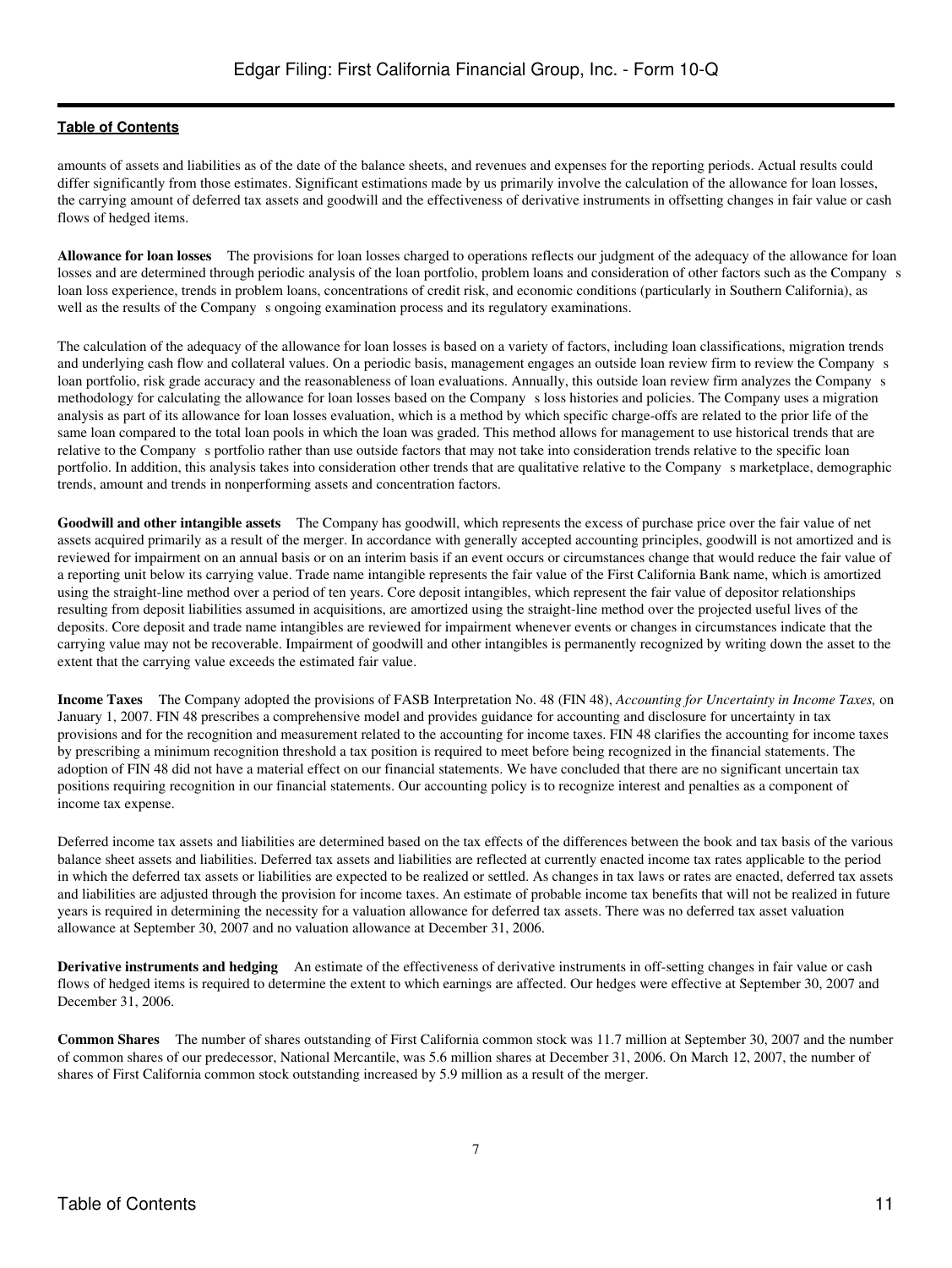amounts of assets and liabilities as of the date of the balance sheets, and revenues and expenses for the reporting periods. Actual results could differ significantly from those estimates. Significant estimations made by us primarily involve the calculation of the allowance for loan losses, the carrying amount of deferred tax assets and goodwill and the effectiveness of derivative instruments in offsetting changes in fair value or cash flows of hedged items.

**Allowance for loan losses** The provisions for loan losses charged to operations reflects our judgment of the adequacy of the allowance for loan losses and are determined through periodic analysis of the loan portfolio, problem loans and consideration of other factors such as the Company s loan loss experience, trends in problem loans, concentrations of credit risk, and economic conditions (particularly in Southern California), as well as the results of the Company s ongoing examination process and its regulatory examinations.

The calculation of the adequacy of the allowance for loan losses is based on a variety of factors, including loan classifications, migration trends and underlying cash flow and collateral values. On a periodic basis, management engages an outside loan review firm to review the Company s loan portfolio, risk grade accuracy and the reasonableness of loan evaluations. Annually, this outside loan review firm analyzes the Company s methodology for calculating the allowance for loan losses based on the Company s loss histories and policies. The Company uses a migration analysis as part of its allowance for loan losses evaluation, which is a method by which specific charge-offs are related to the prior life of the same loan compared to the total loan pools in which the loan was graded. This method allows for management to use historical trends that are relative to the Company s portfolio rather than use outside factors that may not take into consideration trends relative to the specific loan portfolio. In addition, this analysis takes into consideration other trends that are qualitative relative to the Company s marketplace, demographic trends, amount and trends in nonperforming assets and concentration factors.

**Goodwill and other intangible assets** The Company has goodwill, which represents the excess of purchase price over the fair value of net assets acquired primarily as a result of the merger. In accordance with generally accepted accounting principles, goodwill is not amortized and is reviewed for impairment on an annual basis or on an interim basis if an event occurs or circumstances change that would reduce the fair value of a reporting unit below its carrying value. Trade name intangible represents the fair value of the First California Bank name, which is amortized using the straight-line method over a period of ten years. Core deposit intangibles, which represent the fair value of depositor relationships resulting from deposit liabilities assumed in acquisitions, are amortized using the straight-line method over the projected useful lives of the deposits. Core deposit and trade name intangibles are reviewed for impairment whenever events or changes in circumstances indicate that the carrying value may not be recoverable. Impairment of goodwill and other intangibles is permanently recognized by writing down the asset to the extent that the carrying value exceeds the estimated fair value.

**Income Taxes** The Company adopted the provisions of FASB Interpretation No. 48 (FIN 48), *Accounting for Uncertainty in Income Taxes,* on January 1, 2007. FIN 48 prescribes a comprehensive model and provides guidance for accounting and disclosure for uncertainty in tax provisions and for the recognition and measurement related to the accounting for income taxes. FIN 48 clarifies the accounting for income taxes by prescribing a minimum recognition threshold a tax position is required to meet before being recognized in the financial statements. The adoption of FIN 48 did not have a material effect on our financial statements. We have concluded that there are no significant uncertain tax positions requiring recognition in our financial statements. Our accounting policy is to recognize interest and penalties as a component of income tax expense.

Deferred income tax assets and liabilities are determined based on the tax effects of the differences between the book and tax basis of the various balance sheet assets and liabilities. Deferred tax assets and liabilities are reflected at currently enacted income tax rates applicable to the period in which the deferred tax assets or liabilities are expected to be realized or settled. As changes in tax laws or rates are enacted, deferred tax assets and liabilities are adjusted through the provision for income taxes. An estimate of probable income tax benefits that will not be realized in future years is required in determining the necessity for a valuation allowance for deferred tax assets. There was no deferred tax asset valuation allowance at September 30, 2007 and no valuation allowance at December 31, 2006.

**Derivative instruments and hedging** An estimate of the effectiveness of derivative instruments in off-setting changes in fair value or cash flows of hedged items is required to determine the extent to which earnings are affected. Our hedges were effective at September 30, 2007 and December 31, 2006.

**Common Shares** The number of shares outstanding of First California common stock was 11.7 million at September 30, 2007 and the number of common shares of our predecessor, National Mercantile, was 5.6 million shares at December 31, 2006. On March 12, 2007, the number of shares of First California common stock outstanding increased by 5.9 million as a result of the merger.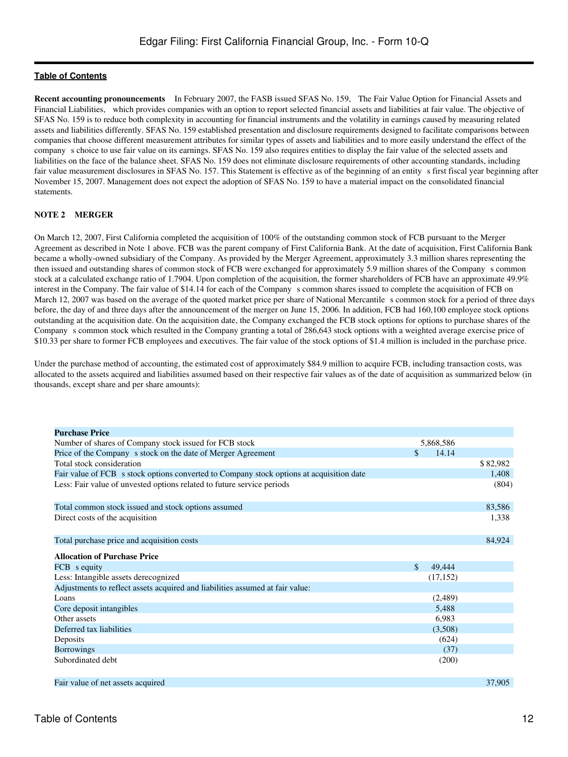[Table of Contents](#)

**Recent accounting pronouncements** In February 2007, the FASB issued SFAS No. 159, The Fair Value Option for Financial Assets and Financial Liabilities, which provides companies with an option to report selected financial assets and liabilities at fair value. The objective of SFAS No. 159 is to reduce both complexity in accounting for financial instruments and the volatility in earnings caused by measuring related assets and liabilities differently. SFAS No. 159 established presentation and disclosure requirements designed to facilitate comparisons between companies that choose different measurement attributes for similar types of assets and liabilities and to more easily understand the effect of the company s choice to use fair value on its earnings. SFAS No. 159 also requires entities to display the fair value of the selected assets and liabilities on the face of the balance sheet. SFAS No. 159 does not eliminate disclosure requirements of other accounting standards, including fair value measurement disclosures in SFAS No. 157. This Statement is effective as of the beginning of an entity s first fiscal year beginning after November 15, 2007. Management does not expect the adoption of SFAS No. 159 to have a material impact on the consolidated financial statements.

**NOTE 2 MERGER**

On March 12, 2007, First California completed the acquisition of 100% of the outstanding common stock of FCB pursuant to the Merger Agreement as described in Note 1 above. FCB was the parent company of First California Bank. At the date of acquisition, First California Bank became a wholly-owned subsidiary of the Company. As provided by the Merger Agreement, approximately 3.3 million shares representing the then issued and outstanding shares of common stock of FCB were exchanged for approximately 5.9 million shares of the Company s common stock at a calculated exchange ratio of 1.7904. Upon completion of the acquisition, the former shareholders of FCB have an approximate 49.9% interest in the Company. The fair value of $14.14 for each of the Company s common shares issued to complete the acquisition of FCB on March 12, 2007 was based on the average of the quoted market price per share of National Mercantile s common stock for a period of three days before, the day of and three days after the announcement of the merger on June 15, 2006. In addition, FCB had 160,100 employee stock options outstanding at the acquisition date. On the acquisition date, the Company exchanged the FCB stock options for options to purchase shares of the Company s common stock which resulted in the Company granting a total of 286,643 stock options with a weighted average exercise price of $10.33 per share to former FCB employees and executives. The fair value of the stock options of $1.4 million is included in the purchase price.

Under the purchase method of accounting, the estimated cost of approximately $84.9 million to acquire FCB, including transaction costs, was allocated to the assets acquired and liabilities assumed based on their respective fair values as of the date of acquisition as summarized below (in thousands, except share and per share amounts):

| | | |
|---|---|---|
| **Purchase Price** | | |
| Number of shares of Company stock issued for FCB stock | 5,868,586 | |
| Price of the Company s stock on the date of Merger Agreement | $ 14.14 | |
| Total stock consideration | | $ 82,982 |
| Fair value of FCB s stock options converted to Company stock options at acquisition date | | 1,408 |
| Less: Fair value of unvested options related to future service periods | | (804) |
| Total common stock issued and stock options assumed | | 83,586 |
| Direct costs of the acquisition | | 1,338 |
| Total purchase price and acquisition costs | | 84,924 |
| **Allocation of Purchase Price** | | |
| FCB s equity | $ 49,444 | |
| Less: Intangible assets derecognized | (17,152) | |
| Adjustments to reflect assets acquired and liabilities assumed at fair value: | | |
| Loans | (2,489) | |
| Core deposit intangibles | 5,488 | |
| Other assets | 6,983 | |
| Deferred tax liabilities | (3,508) | |
| Deposits | (624) | |
| Borrowings | (37) | |
| Subordinated debt | (200) | |
| Fair value of net assets acquired | | 37,905 |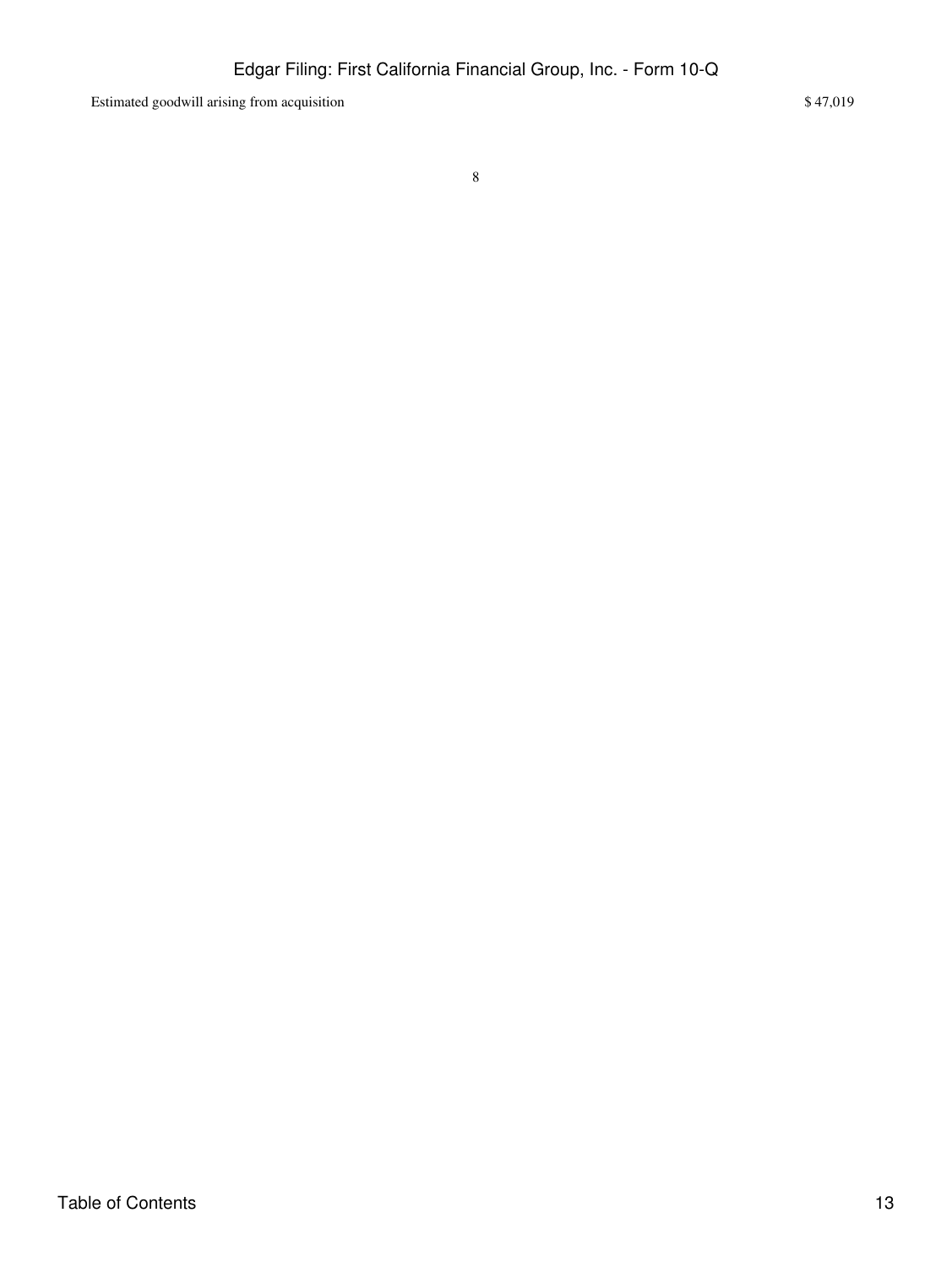| | |
|---|---|
| Estimated goodwill arising from acquisition | $ 47,019 |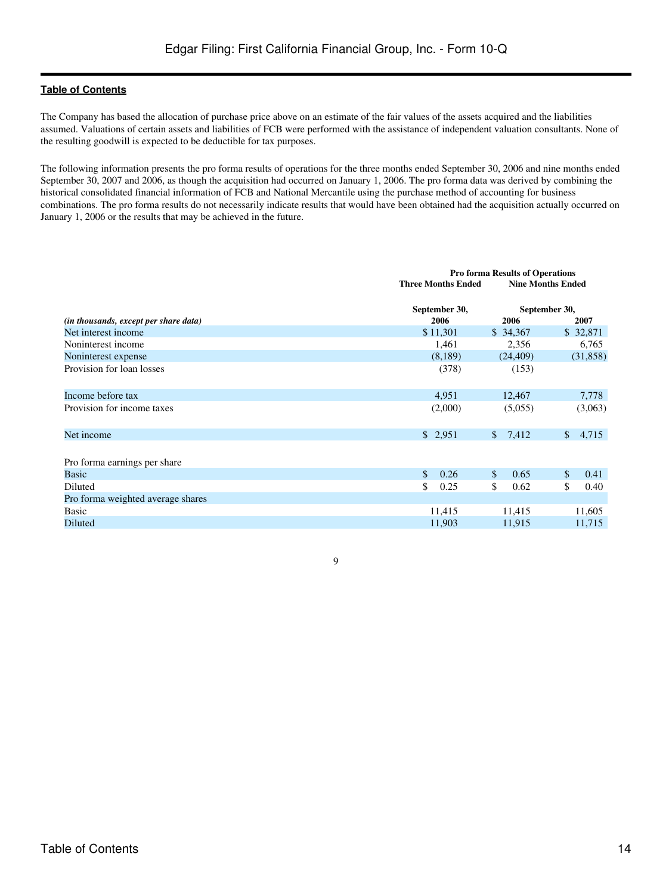The Company has based the allocation of purchase price above on an estimate of the fair values of the assets acquired and the liabilities assumed. Valuations of certain assets and liabilities of FCB were performed with the assistance of independent valuation consultants. None of the resulting goodwill is expected to be deductible for tax purposes.

The following information presents the pro forma results of operations for the three months ended September 30, 2006 and nine months ended September 30, 2007 and 2006, as though the acquisition had occurred on January 1, 2006. The pro forma data was derived by combining the historical consolidated financial information of FCB and National Mercantile using the purchase method of accounting for business combinations. The pro forma results do not necessarily indicate results that would have been obtained had the acquisition actually occurred on January 1, 2006 or the results that may be achieved in the future.

| | **Pro forma Results of Operations** | | |
|---|---|---|---|
| | **Three Months Ended** | **Nine Months Ended** | |
| | **September 30,** | **September 30,** | |
| *(in thousands, except per share data)* | **2006** | **2006** | **2007** |
| Net interest income | $ 11,301 | $ 34,367 | $ 32,871 |
| Noninterest income | 1,461 | 2,356 | 6,765 |
| Noninterest expense | (8,189) | (24,409) | (31,858) |
| Provision for loan losses | (378) | (153) | |
| Income before tax | 4,951 | 12,467 | 7,778 |
| Provision for income taxes | (2,000) | (5,055) | (3,063) |
| Net income | $ 2,951 | $ 7,412 | $ 4,715 |
| Pro forma earnings per share | | | |
| Basic | $ 0.26 | $ 0.65 | $ 0.41 |
| Diluted | $ 0.25 | $ 0.62 | $ 0.40 |
| Pro forma weighted average shares | | | |
| Basic | 11,415 | 11,415 | 11,605 |
| Diluted | 11,903 | 11,915 | 11,715 |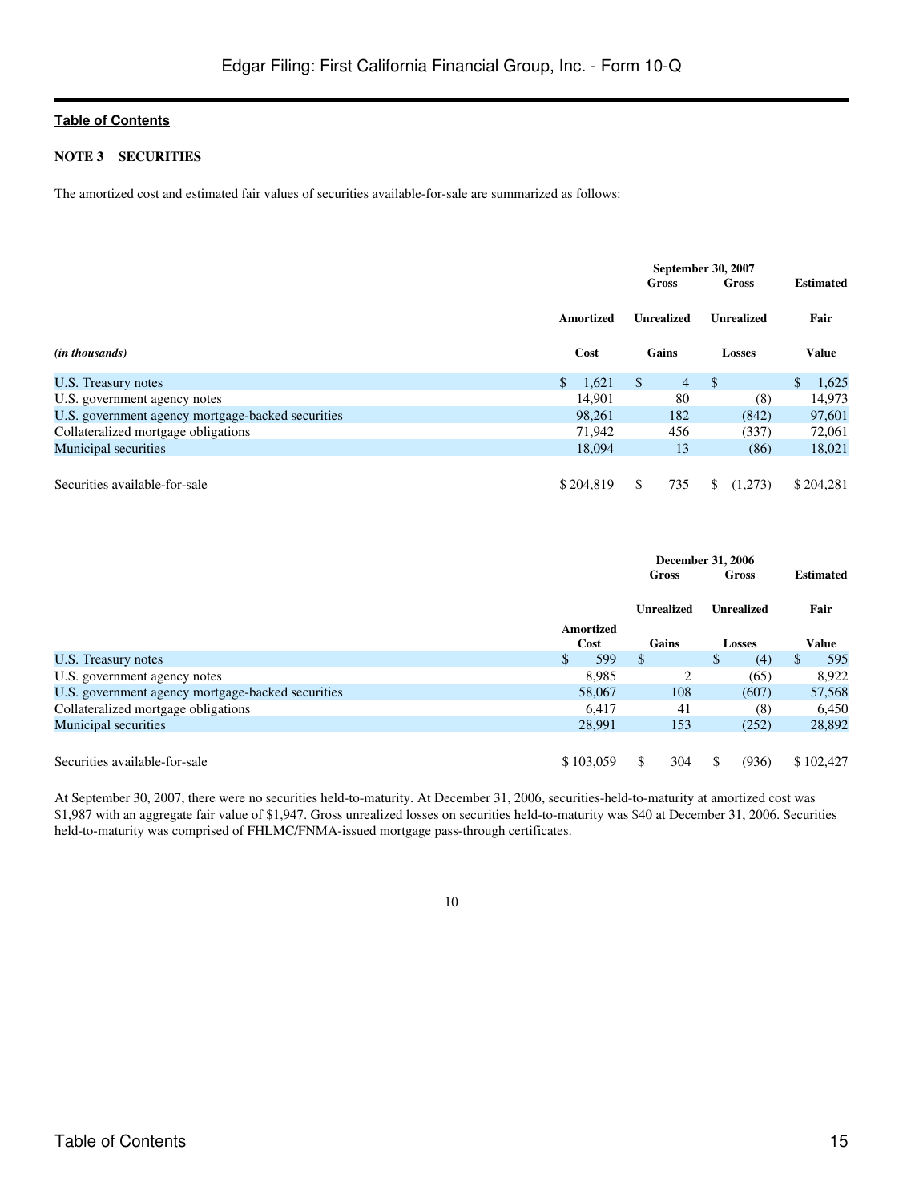**Table of Contents**

**NOTE 3 SECURITIES**

The amortized cost and estimated fair values of securities available-for-sale are summarized as follows:

| | September 30, 2007 | | | |
|---|---|---|---|---|
| *(in thousands)* | Amortized Cost | Gross Unrealized Gains | Gross Unrealized Losses | Estimated Fair Value |
| U.S. Treasury notes | $ 1,621 | $ 4 | $ | $ 1,625 |
| U.S. government agency notes | 14,901 | 80 | (8) | 14,973 |
| U.S. government agency mortgage-backed securities | 98,261 | 182 | (842) | 97,601 |
| Collateralized mortgage obligations | 71,942 | 456 | (337) | 72,061 |
| Municipal securities | 18,094 | 13 | (86) | 18,021 |
| Securities available-for-sale | $ 204,819 | $ 735 | $ (1,273) | $ 204,281 |

| | December 31, 2006 | | | |
|---|---|---|---|---|
| | Amortized Cost | Gross Unrealized Gains | Gross Unrealized Losses | Estimated Fair Value |
| U.S. Treasury notes | $ 599 | $ | $ (4) | $ 595 |
| U.S. government agency notes | 8,985 | 2 | (65) | 8,922 |
| U.S. government agency mortgage-backed securities | 58,067 | 108 | (607) | 57,568 |
| Collateralized mortgage obligations | 6,417 | 41 | (8) | 6,450 |
| Municipal securities | 28,991 | 153 | (252) | 28,892 |
| Securities available-for-sale | $ 103,059 | $ 304 | $ (936) | $ 102,427 |

At September 30, 2007, there were no securities held-to-maturity. At December 31, 2006, securities-held-to-maturity at amortized cost was $1,987 with an aggregate fair value of $1,947. Gross unrealized losses on securities held-to-maturity was $40 at December 31, 2006. Securities held-to-maturity was comprised of FHLMC/FNMA-issued mortgage pass-through certificates.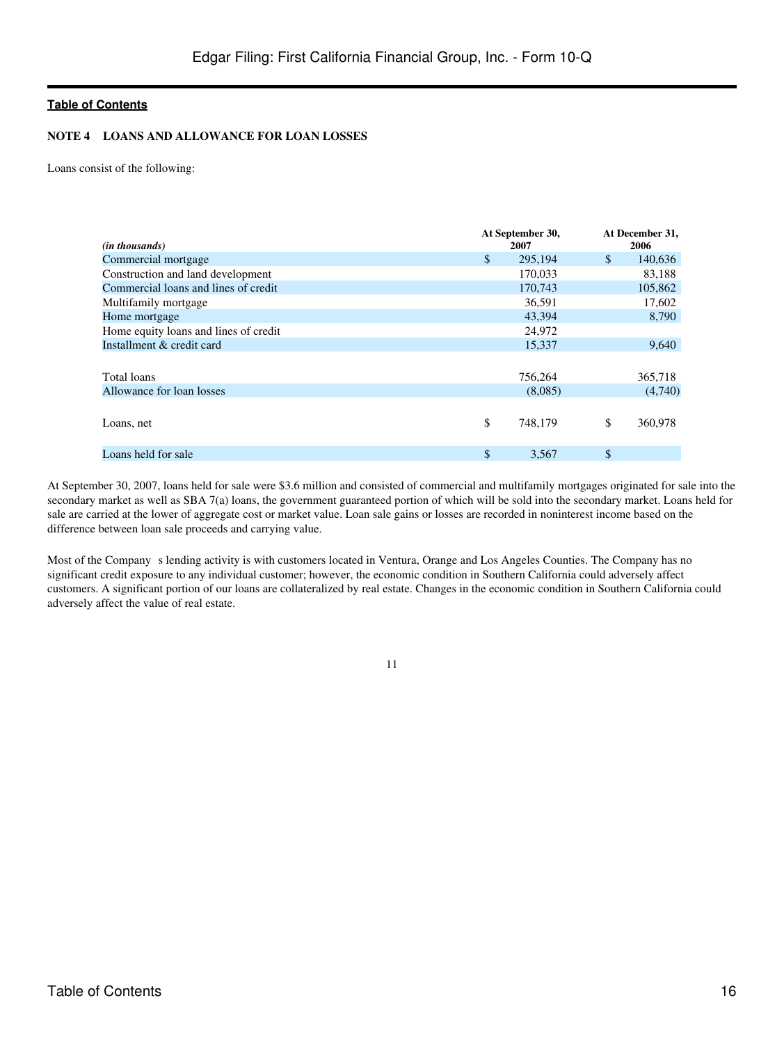## NOTE 4 LOANS AND ALLOWANCE FOR LOAN LOSSES

Loans consist of the following:

| *(in thousands)* | At September 30, 2007 | At December 31, 2006 |
|---|---|---|
| Commercial mortgage | $ 295,194 | $ 140,636 |
| Construction and land development | 170,033 | 83,188 |
| Commercial loans and lines of credit | 170,743 | 105,862 |
| Multifamily mortgage | 36,591 | 17,602 |
| Home mortgage | 43,394 | 8,790 |
| Home equity loans and lines of credit | 24,972 | |
| Installment & credit card | 15,337 | 9,640 |
| Total loans | 756,264 | 365,718 |
| Allowance for loan losses | (8,085) | (4,740) |
| Loans, net | $ 748,179 | $ 360,978 |
| Loans held for sale | $ 3,567 | $ |

At September 30, 2007, loans held for sale were $3.6 million and consisted of commercial and multifamily mortgages originated for sale into the secondary market as well as SBA 7(a) loans, the government guaranteed portion of which will be sold into the secondary market. Loans held for sale are carried at the lower of aggregate cost or market value. Loan sale gains or losses are recorded in noninterest income based on the difference between loan sale proceeds and carrying value.

Most of the Company s lending activity is with customers located in Ventura, Orange and Los Angeles Counties. The Company has no significant credit exposure to any individual customer; however, the economic condition in Southern California could adversely affect customers. A significant portion of our loans are collateralized by real estate. Changes in the economic condition in Southern California could adversely affect the value of real estate.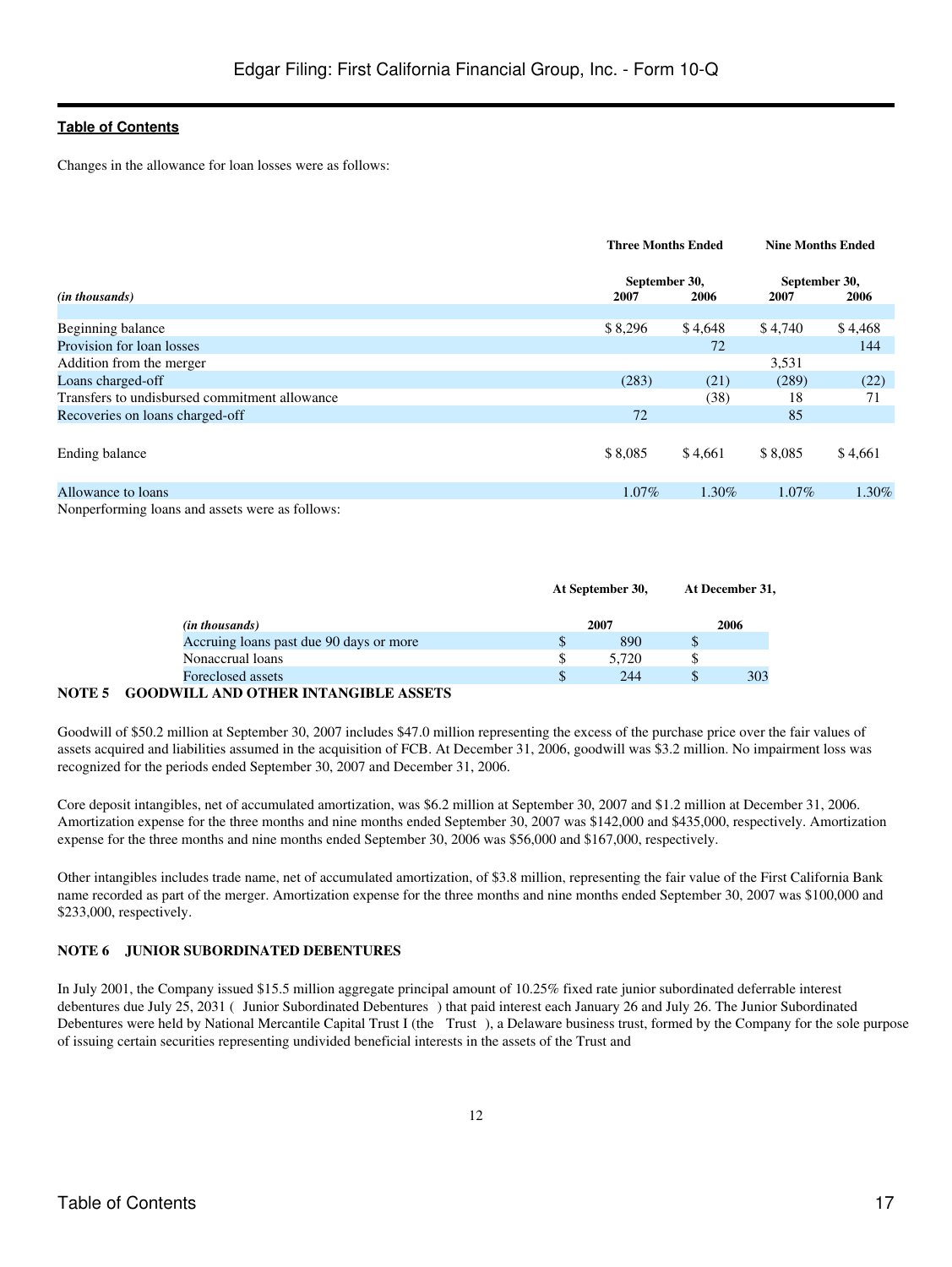Changes in the allowance for loan losses were as follows:

| (in thousands) | Three Months Ended September 30, 2007 | Three Months Ended September 30, 2006 | Nine Months Ended September 30, 2007 | Nine Months Ended September 30, 2006 |
|---|---|---|---|---|
| Beginning balance | $ 8,296 | $ 4,648 | $ 4,740 | $ 4,468 |
| Provision for loan losses | | 72 | | 144 |
| Addition from the merger | | | 3,531 | |
| Loans charged-off | (283) | (21) | (289) | (22) |
| Transfers to undisbursed commitment allowance | | (38) | 18 | 71 |
| Recoveries on loans charged-off | 72 | | 85 | |
| Ending balance | $ 8,085 | $ 4,661 | $ 8,085 | $ 4,661 |
| Allowance to loans | 1.07% | 1.30% | 1.07% | 1.30% |

Nonperforming loans and assets were as follows:

| (in thousands) | At September 30, 2007 | At December 31, 2006 |
|---|---|---|
| Accruing loans past due 90 days or more | $ 890 | $ |
| Nonaccrual loans | $ 5,720 | $ |
| Foreclosed assets | $ 244 | $ 303 |

**NOTE 5 GOODWILL AND OTHER INTANGIBLE ASSETS**

Goodwill of $50.2 million at September 30, 2007 includes $47.0 million representing the excess of the purchase price over the fair values of assets acquired and liabilities assumed in the acquisition of FCB. At December 31, 2006, goodwill was $3.2 million. No impairment loss was recognized for the periods ended September 30, 2007 and December 31, 2006.

Core deposit intangibles, net of accumulated amortization, was $6.2 million at September 30, 2007 and $1.2 million at December 31, 2006. Amortization expense for the three months and nine months ended September 30, 2007 was $142,000 and $435,000, respectively. Amortization expense for the three months and nine months ended September 30, 2006 was $56,000 and $167,000, respectively.

Other intangibles includes trade name, net of accumulated amortization, of $3.8 million, representing the fair value of the First California Bank name recorded as part of the merger. Amortization expense for the three months and nine months ended September 30, 2007 was $100,000 and $233,000, respectively.

**NOTE 6 JUNIOR SUBORDINATED DEBENTURES**

In July 2001, the Company issued $15.5 million aggregate principal amount of 10.25% fixed rate junior subordinated deferrable interest debentures due July 25, 2031 ( Junior Subordinated Debentures ) that paid interest each January 26 and July 26. The Junior Subordinated Debentures were held by National Mercantile Capital Trust I (the Trust ), a Delaware business trust, formed by the Company for the sole purpose of issuing certain securities representing undivided beneficial interests in the assets of the Trust and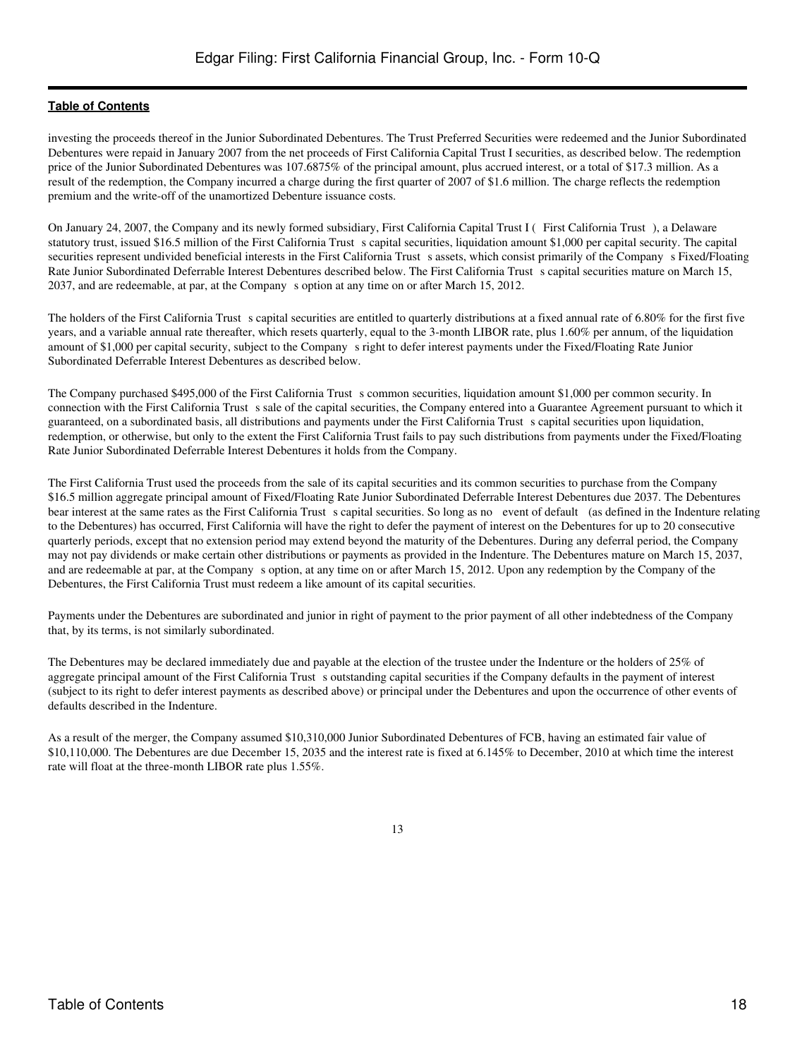investing the proceeds thereof in the Junior Subordinated Debentures. The Trust Preferred Securities were redeemed and the Junior Subordinated Debentures were repaid in January 2007 from the net proceeds of First California Capital Trust I securities, as described below. The redemption price of the Junior Subordinated Debentures was 107.6875% of the principal amount, plus accrued interest, or a total of $17.3 million. As a result of the redemption, the Company incurred a charge during the first quarter of 2007 of $1.6 million. The charge reflects the redemption premium and the write-off of the unamortized Debenture issuance costs.

On January 24, 2007, the Company and its newly formed subsidiary, First California Capital Trust I ( First California Trust ), a Delaware statutory trust, issued $16.5 million of the First California Trust s capital securities, liquidation amount $1,000 per capital security. The capital securities represent undivided beneficial interests in the First California Trust s assets, which consist primarily of the Company s Fixed/Floating Rate Junior Subordinated Deferrable Interest Debentures described below. The First California Trust s capital securities mature on March 15, 2037, and are redeemable, at par, at the Company s option at any time on or after March 15, 2012.

The holders of the First California Trust s capital securities are entitled to quarterly distributions at a fixed annual rate of 6.80% for the first five years, and a variable annual rate thereafter, which resets quarterly, equal to the 3-month LIBOR rate, plus 1.60% per annum, of the liquidation amount of $1,000 per capital security, subject to the Company s right to defer interest payments under the Fixed/Floating Rate Junior Subordinated Deferrable Interest Debentures as described below.

The Company purchased $495,000 of the First California Trust s common securities, liquidation amount $1,000 per common security. In connection with the First California Trust s sale of the capital securities, the Company entered into a Guarantee Agreement pursuant to which it guaranteed, on a subordinated basis, all distributions and payments under the First California Trust s capital securities upon liquidation, redemption, or otherwise, but only to the extent the First California Trust fails to pay such distributions from payments under the Fixed/Floating Rate Junior Subordinated Deferrable Interest Debentures it holds from the Company.

The First California Trust used the proceeds from the sale of its capital securities and its common securities to purchase from the Company $16.5 million aggregate principal amount of Fixed/Floating Rate Junior Subordinated Deferrable Interest Debentures due 2037. The Debentures bear interest at the same rates as the First California Trust s capital securities. So long as no event of default (as defined in the Indenture relating to the Debentures) has occurred, First California will have the right to defer the payment of interest on the Debentures for up to 20 consecutive quarterly periods, except that no extension period may extend beyond the maturity of the Debentures. During any deferral period, the Company may not pay dividends or make certain other distributions or payments as provided in the Indenture. The Debentures mature on March 15, 2037, and are redeemable at par, at the Company s option, at any time on or after March 15, 2012. Upon any redemption by the Company of the Debentures, the First California Trust must redeem a like amount of its capital securities.

Payments under the Debentures are subordinated and junior in right of payment to the prior payment of all other indebtedness of the Company that, by its terms, is not similarly subordinated.

The Debentures may be declared immediately due and payable at the election of the trustee under the Indenture or the holders of 25% of aggregate principal amount of the First California Trust s outstanding capital securities if the Company defaults in the payment of interest (subject to its right to defer interest payments as described above) or principal under the Debentures and upon the occurrence of other events of defaults described in the Indenture.

As a result of the merger, the Company assumed $10,310,000 Junior Subordinated Debentures of FCB, having an estimated fair value of $10,110,000. The Debentures are due December 15, 2035 and the interest rate is fixed at 6.145% to December, 2010 at which time the interest rate will float at the three-month LIBOR rate plus 1.55%.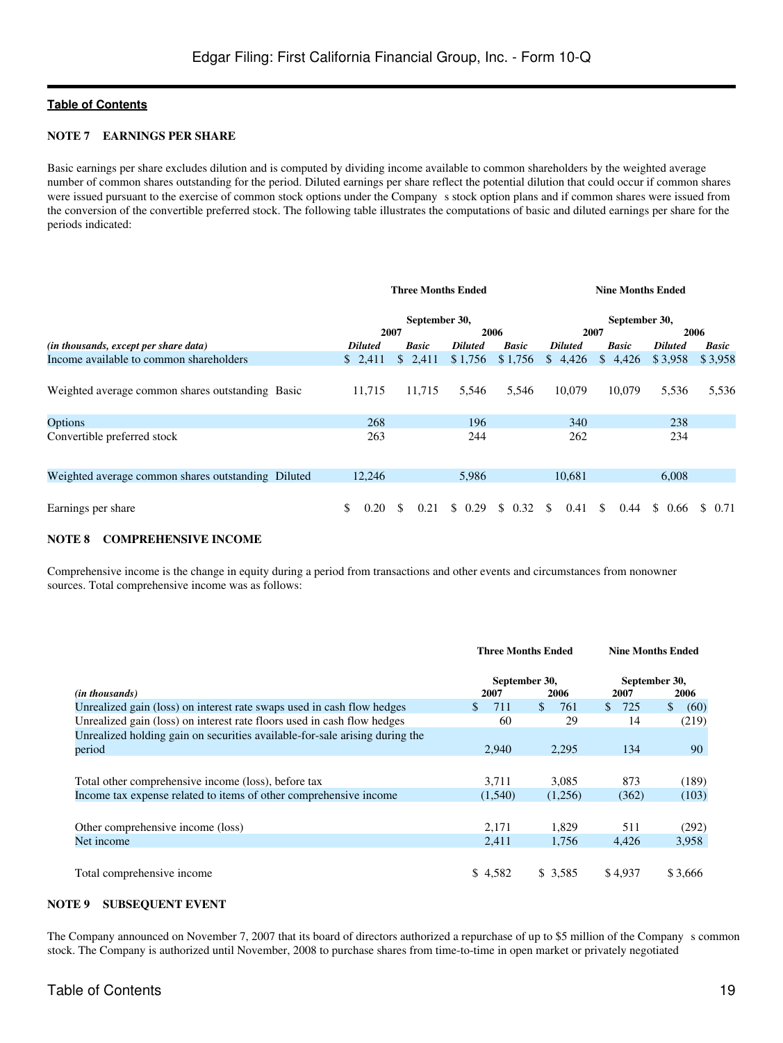### NOTE 7 EARNINGS PER SHARE

Basic earnings per share excludes dilution and is computed by dividing income available to common shareholders by the weighted average number of common shares outstanding for the period. Diluted earnings per share reflect the potential dilution that could occur if common shares were issued pursuant to the exercise of common stock options under the Company s stock option plans and if common shares were issued from the conversion of the convertible preferred stock. The following table illustrates the computations of basic and diluted earnings per share for the periods indicated:

| | Three Months Ended | | | | Nine Months Ended | | | |
|---|---|---|---|---|---|---|---|---|
| | September 30, | | | | September 30, | | | |
| | 2007 | | 2006 | | 2007 | | 2006 | |
| *(in thousands, except per share data)* | ***Diluted*** | ***Basic*** | ***Diluted*** | ***Basic*** | ***Diluted*** | ***Basic*** | ***Diluted*** | ***Basic*** |
| Income available to common shareholders | $ 2,411 | $ 2,411 | $ 1,756 | $ 1,756 | $ 4,426 | $ 4,426 | $ 3,958 | $ 3,958 |
| Weighted average common shares outstanding Basic | 11,715 | 11,715 | 5,546 | 5,546 | 10,079 | 10,079 | 5,536 | 5,536 |
| Options | 268 | | 196 | | 340 | | 238 | |
| Convertible preferred stock | 263 | | 244 | | 262 | | 234 | |
| Weighted average common shares outstanding Diluted | 12,246 | | 5,986 | | 10,681 | | 6,008 | |
| Earnings per share | $ 0.20 | $ 0.21 | $ 0.29 | $ 0.32 | $ 0.41 | $ 0.44 | $ 0.66 | $ 0.71 |

### NOTE 8 COMPREHENSIVE INCOME

Comprehensive income is the change in equity during a period from transactions and other events and circumstances from nonowner sources. Total comprehensive income was as follows:

| | Three Months Ended | | Nine Months Ended | |
|---|---|---|---|---|
| | September 30, | | September 30, | |
| *(in thousands)* | 2007 | 2006 | 2007 | 2006 |
| Unrealized gain (loss) on interest rate swaps used in cash flow hedges | $ 711 | $ 761 | $ 725 | $ (60) |
| Unrealized gain (loss) on interest rate floors used in cash flow hedges | 60 | 29 | 14 | (219) |
| Unrealized holding gain on securities available-for-sale arising during the period | 2,940 | 2,295 | 134 | 90 |
| Total other comprehensive income (loss), before tax | 3,711 | 3,085 | 873 | (189) |
| Income tax expense related to items of other comprehensive income | (1,540) | (1,256) | (362) | (103) |
| Other comprehensive income (loss) | 2,171 | 1,829 | 511 | (292) |
| Net income | 2,411 | 1,756 | 4,426 | 3,958 |
| Total comprehensive income | $ 4,582 | $ 3,585 | $ 4,937 | $ 3,666 |

### NOTE 9 SUBSEQUENT EVENT

The Company announced on November 7, 2007 that its board of directors authorized a repurchase of up to $5 million of the Company s common stock. The Company is authorized until November, 2008 to purchase shares from time-to-time in open market or privately negotiated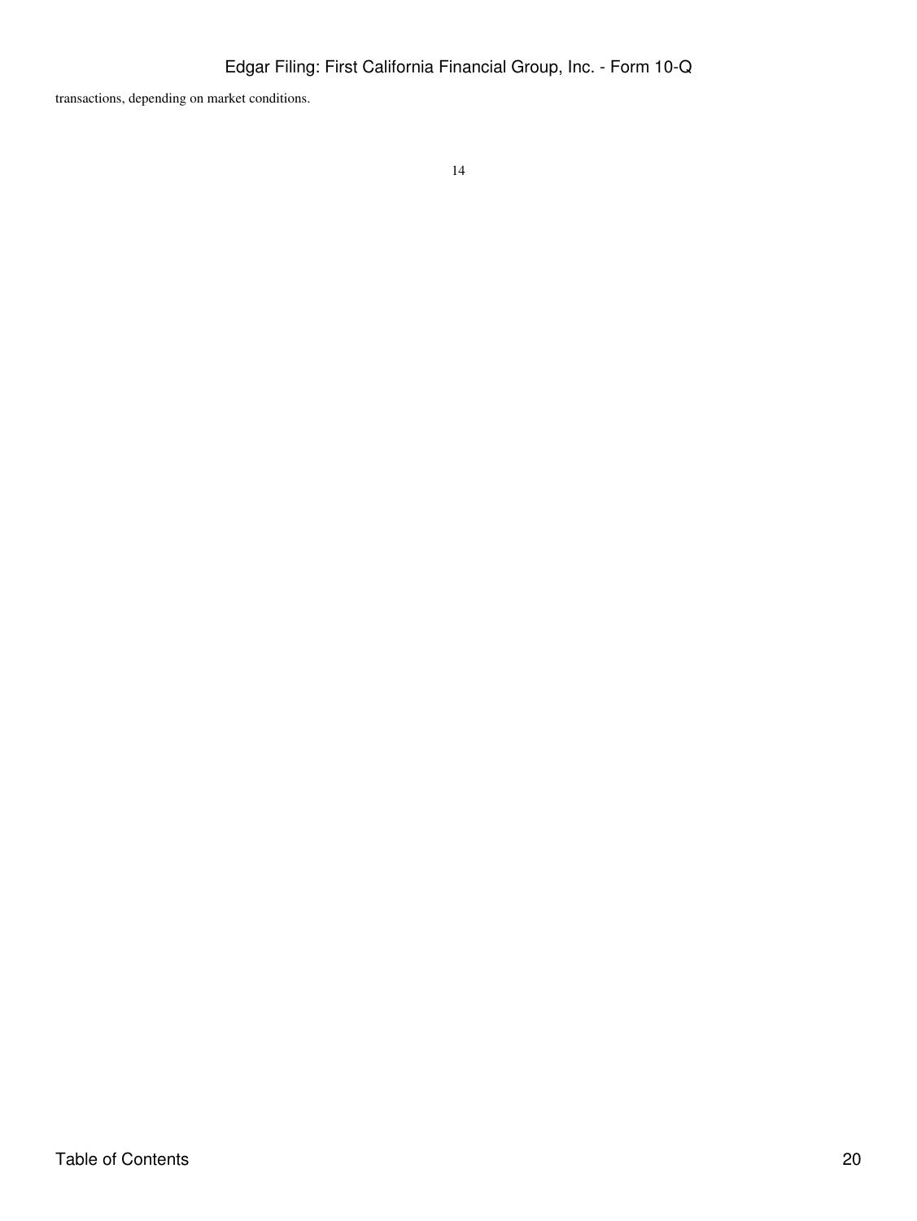transactions, depending on market conditions.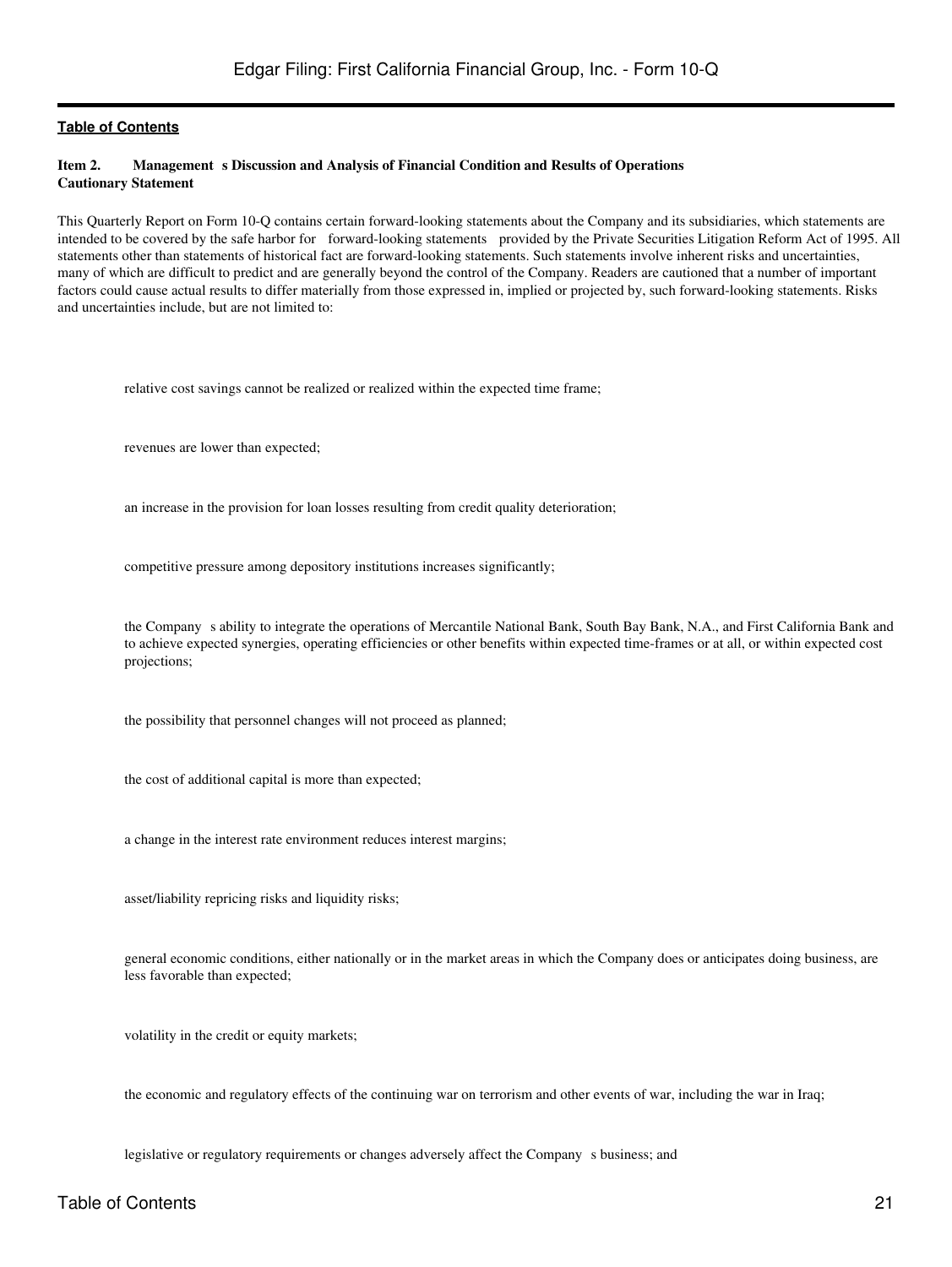**Item 2. Management s Discussion and Analysis of Financial Condition and Results of Operations**

**Cautionary Statement**

This Quarterly Report on Form 10-Q contains certain forward-looking statements about the Company and its subsidiaries, which statements are intended to be covered by the safe harbor for forward-looking statements provided by the Private Securities Litigation Reform Act of 1995. All statements other than statements of historical fact are forward-looking statements. Such statements involve inherent risks and uncertainties, many of which are difficult to predict and are generally beyond the control of the Company. Readers are cautioned that a number of important factors could cause actual results to differ materially from those expressed in, implied or projected by, such forward-looking statements. Risks and uncertainties include, but are not limited to:

- relative cost savings cannot be realized or realized within the expected time frame;
- revenues are lower than expected;
- an increase in the provision for loan losses resulting from credit quality deterioration;
- competitive pressure among depository institutions increases significantly;
- the Company s ability to integrate the operations of Mercantile National Bank, South Bay Bank, N.A., and First California Bank and to achieve expected synergies, operating efficiencies or other benefits within expected time-frames or at all, or within expected cost projections;
- the possibility that personnel changes will not proceed as planned;
- the cost of additional capital is more than expected;
- a change in the interest rate environment reduces interest margins;
- asset/liability repricing risks and liquidity risks;
- general economic conditions, either nationally or in the market areas in which the Company does or anticipates doing business, are less favorable than expected;
- volatility in the credit or equity markets;
- the economic and regulatory effects of the continuing war on terrorism and other events of war, including the war in Iraq;
- legislative or regulatory requirements or changes adversely affect the Company s business; and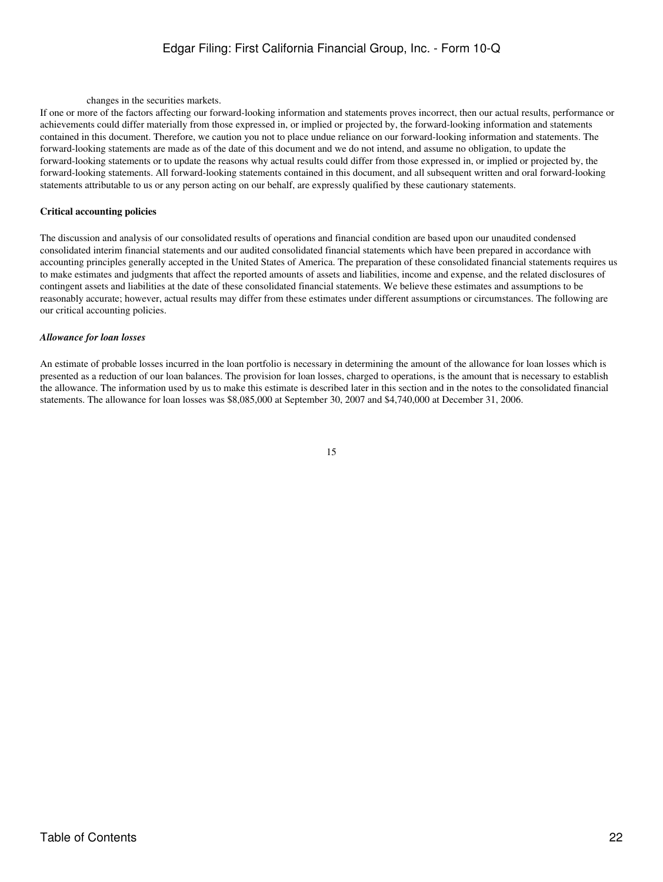changes in the securities markets.

If one or more of the factors affecting our forward-looking information and statements proves incorrect, then our actual results, performance or achievements could differ materially from those expressed in, or implied or projected by, the forward-looking information and statements contained in this document. Therefore, we caution you not to place undue reliance on our forward-looking information and statements. The forward-looking statements are made as of the date of this document and we do not intend, and assume no obligation, to update the forward-looking statements or to update the reasons why actual results could differ from those expressed in, or implied or projected by, the forward-looking statements. All forward-looking statements contained in this document, and all subsequent written and oral forward-looking statements attributable to us or any person acting on our behalf, are expressly qualified by these cautionary statements.

**Critical accounting policies**

The discussion and analysis of our consolidated results of operations and financial condition are based upon our unaudited condensed consolidated interim financial statements and our audited consolidated financial statements which have been prepared in accordance with accounting principles generally accepted in the United States of America. The preparation of these consolidated financial statements requires us to make estimates and judgments that affect the reported amounts of assets and liabilities, income and expense, and the related disclosures of contingent assets and liabilities at the date of these consolidated financial statements. We believe these estimates and assumptions to be reasonably accurate; however, actual results may differ from these estimates under different assumptions or circumstances. The following are our critical accounting policies.

***Allowance for loan losses***

An estimate of probable losses incurred in the loan portfolio is necessary in determining the amount of the allowance for loan losses which is presented as a reduction of our loan balances. The provision for loan losses, charged to operations, is the amount that is necessary to establish the allowance. The information used by us to make this estimate is described later in this section and in the notes to the consolidated financial statements. The allowance for loan losses was $8,085,000 at September 30, 2007 and $4,740,000 at December 31, 2006.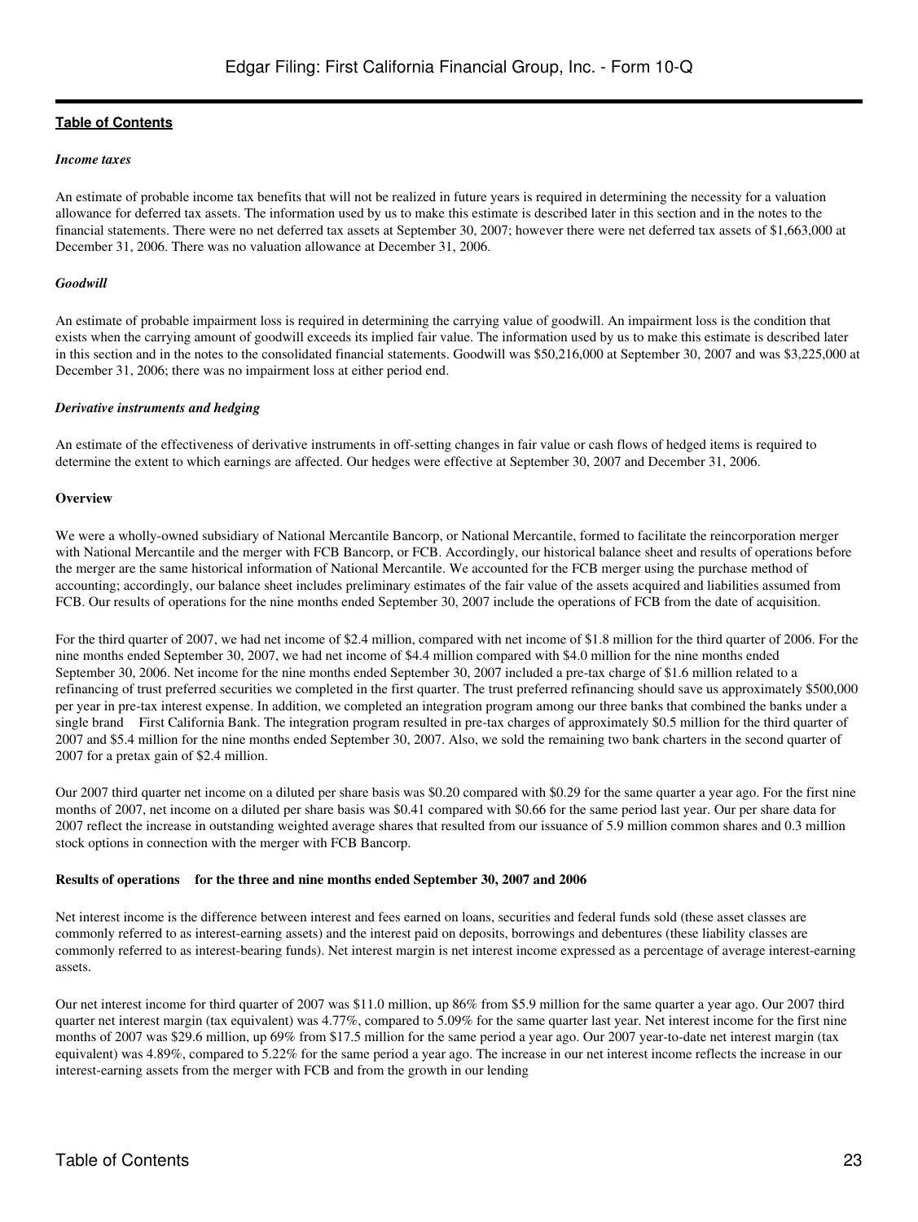*Income taxes*

An estimate of probable income tax benefits that will not be realized in future years is required in determining the necessity for a valuation allowance for deferred tax assets. The information used by us to make this estimate is described later in this section and in the notes to the financial statements. There were no net deferred tax assets at September 30, 2007; however there were net deferred tax assets of $1,663,000 at December 31, 2006. There was no valuation allowance at December 31, 2006.

*Goodwill*

An estimate of probable impairment loss is required in determining the carrying value of goodwill. An impairment loss is the condition that exists when the carrying amount of goodwill exceeds its implied fair value. The information used by us to make this estimate is described later in this section and in the notes to the consolidated financial statements. Goodwill was $50,216,000 at September 30, 2007 and was $3,225,000 at December 31, 2006; there was no impairment loss at either period end.

*Derivative instruments and hedging*

An estimate of the effectiveness of derivative instruments in off-setting changes in fair value or cash flows of hedged items is required to determine the extent to which earnings are affected. Our hedges were effective at September 30, 2007 and December 31, 2006.

**Overview**

We were a wholly-owned subsidiary of National Mercantile Bancorp, or National Mercantile, formed to facilitate the reincorporation merger with National Mercantile and the merger with FCB Bancorp, or FCB. Accordingly, our historical balance sheet and results of operations before the merger are the same historical information of National Mercantile. We accounted for the FCB merger using the purchase method of accounting; accordingly, our balance sheet includes preliminary estimates of the fair value of the assets acquired and liabilities assumed from FCB. Our results of operations for the nine months ended September 30, 2007 include the operations of FCB from the date of acquisition.

For the third quarter of 2007, we had net income of $2.4 million, compared with net income of $1.8 million for the third quarter of 2006. For the nine months ended September 30, 2007, we had net income of $4.4 million compared with $4.0 million for the nine months ended September 30, 2006. Net income for the nine months ended September 30, 2007 included a pre-tax charge of $1.6 million related to a refinancing of trust preferred securities we completed in the first quarter. The trust preferred refinancing should save us approximately $500,000 per year in pre-tax interest expense. In addition, we completed an integration program among our three banks that combined the banks under a single brand First California Bank. The integration program resulted in pre-tax charges of approximately $0.5 million for the third quarter of 2007 and $5.4 million for the nine months ended September 30, 2007. Also, we sold the remaining two bank charters in the second quarter of 2007 for a pretax gain of $2.4 million.

Our 2007 third quarter net income on a diluted per share basis was $0.20 compared with $0.29 for the same quarter a year ago. For the first nine months of 2007, net income on a diluted per share basis was $0.41 compared with $0.66 for the same period last year. Our per share data for 2007 reflect the increase in outstanding weighted average shares that resulted from our issuance of 5.9 million common shares and 0.3 million stock options in connection with the merger with FCB Bancorp.

**Results of operations for the three and nine months ended September 30, 2007 and 2006**

Net interest income is the difference between interest and fees earned on loans, securities and federal funds sold (these asset classes are commonly referred to as interest-earning assets) and the interest paid on deposits, borrowings and debentures (these liability classes are commonly referred to as interest-bearing funds). Net interest margin is net interest income expressed as a percentage of average interest-earning assets.

Our net interest income for third quarter of 2007 was $11.0 million, up 86% from $5.9 million for the same quarter a year ago. Our 2007 third quarter net interest margin (tax equivalent) was 4.77%, compared to 5.09% for the same quarter last year. Net interest income for the first nine months of 2007 was $29.6 million, up 69% from $17.5 million for the same period a year ago. Our 2007 year-to-date net interest margin (tax equivalent) was 4.89%, compared to 5.22% for the same period a year ago. The increase in our net interest income reflects the increase in our interest-earning assets from the merger with FCB and from the growth in our lending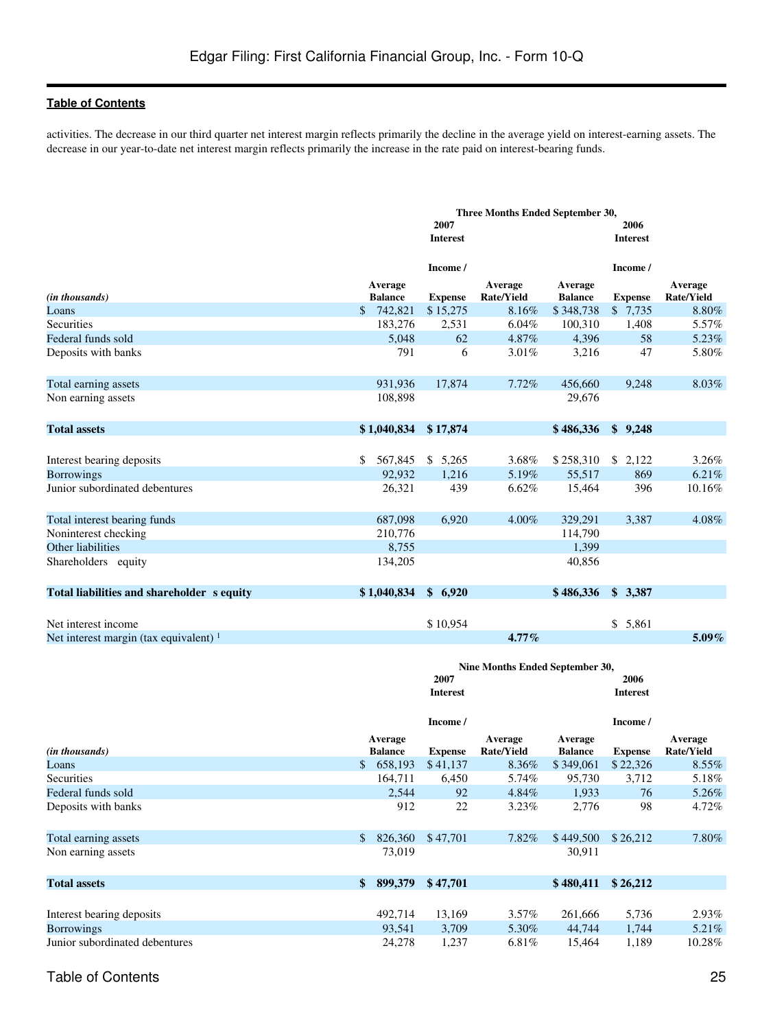activities. The decrease in our third quarter net interest margin reflects primarily the decline in the average yield on interest-earning assets. The decrease in our year-to-date net interest margin reflects primarily the increase in the rate paid on interest-bearing funds.

| | Three Months Ended September 30, | | | | | |
|---|---|---|---|---|---|---|
| | 2007 | | | 2006 | | |
| *(in thousands)* | Average Balance | Interest Income / Expense | Average Rate/Yield | Average Balance | Interest Income / Expense | Average Rate/Yield |
| Loans | $ 742,821 | $ 15,275 | 8.16% | $ 348,738 | $ 7,735 | 8.80% |
| Securities | 183,276 | 2,531 | 6.04% | 100,310 | 1,408 | 5.57% |
| Federal funds sold | 5,048 | 62 | 4.87% | 4,396 | 58 | 5.23% |
| Deposits with banks | 791 | 6 | 3.01% | 3,216 | 47 | 5.80% |
| Total earning assets | 931,936 | 17,874 | 7.72% | 456,660 | 9,248 | 8.03% |
| Non earning assets | 108,898 | | | 29,676 | | |
| **Total assets** | **$ 1,040,834** | **$ 17,874** | | **$ 486,336** | **$ 9,248** | |
| Interest bearing deposits | $ 567,845 | $ 5,265 | 3.68% | $ 258,310 | $ 2,122 | 3.26% |
| Borrowings | 92,932 | 1,216 | 5.19% | 55,517 | 869 | 6.21% |
| Junior subordinated debentures | 26,321 | 439 | 6.62% | 15,464 | 396 | 10.16% |
| Total interest bearing funds | 687,098 | 6,920 | 4.00% | 329,291 | 3,387 | 4.08% |
| Noninterest checking | 210,776 | | | 114,790 | | |
| Other liabilities | 8,755 | | | 1,399 | | |
| Shareholders' equity | 134,205 | | | 40,856 | | |
| **Total liabilities and shareholder's equity** | **$ 1,040,834** | **$ 6,920** | | **$ 486,336** | **$ 3,387** | |
| Net interest income | | $ 10,954 | | | $ 5,861 | |
| Net interest margin (tax equivalent) [1] | | | **4.77%** | | | **5.09%** |

| | Nine Months Ended September 30, | | | | | |
|---|---|---|---|---|---|---|
| | 2007 | | | 2006 | | |
| *(in thousands)* | Average Balance | Interest Income / Expense | Average Rate/Yield | Average Balance | Interest Income / Expense | Average Rate/Yield |
| Loans | $ 658,193 | $ 41,137 | 8.36% | $ 349,061 | $ 22,326 | 8.55% |
| Securities | 164,711 | 6,450 | 5.74% | 95,730 | 3,712 | 5.18% |
| Federal funds sold | 2,544 | 92 | 4.84% | 1,933 | 76 | 5.26% |
| Deposits with banks | 912 | 22 | 3.23% | 2,776 | 98 | 4.72% |
| Total earning assets | $ 826,360 | $ 47,701 | 7.82% | $ 449,500 | $ 26,212 | 7.80% |
| Non earning assets | 73,019 | | | 30,911 | | |
| **Total assets** | **$ 899,379** | **$ 47,701** | | **$ 480,411** | **$ 26,212** | |
| Interest bearing deposits | 492,714 | 13,169 | 3.57% | 261,666 | 5,736 | 2.93% |
| Borrowings | 93,541 | 3,709 | 5.30% | 44,744 | 1,744 | 5.21% |
| Junior subordinated debentures | 24,278 | 1,237 | 6.81% | 15,464 | 1,189 | 10.28% |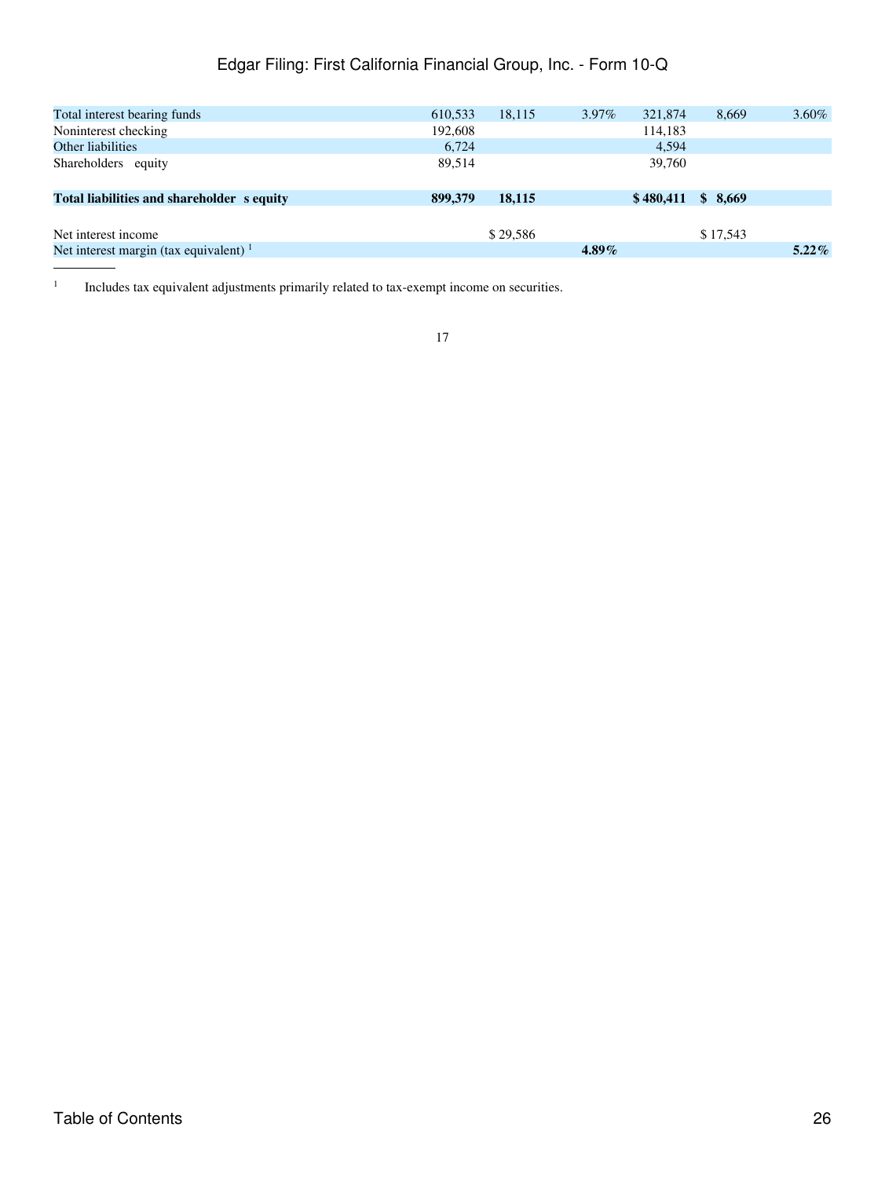| | | | | | | |
|---|---|---|---|---|---|---|
| Total interest bearing funds | 610,533 | 18,115 | 3.97% | 321,874 | 8,669 | 3.60% |
| Noninterest checking | 192,608 | | | 114,183 | | |
| Other liabilities | 6,724 | | | 4,594 | | |
| Shareholders equity | 89,514 | | | 39,760 | | |
| **Total liabilities and shareholder s equity** | **899,379** | **18,115** | | **$ 480,411** | **$ 8,669** | |
| Net interest income | | $ 29,586 | | | $ 17,543 | |
| Net interest margin (tax equivalent) [1] | | | **4.89%** | | | **5.22%** |

[1] Includes tax equivalent adjustments primarily related to tax-exempt income on securities.

17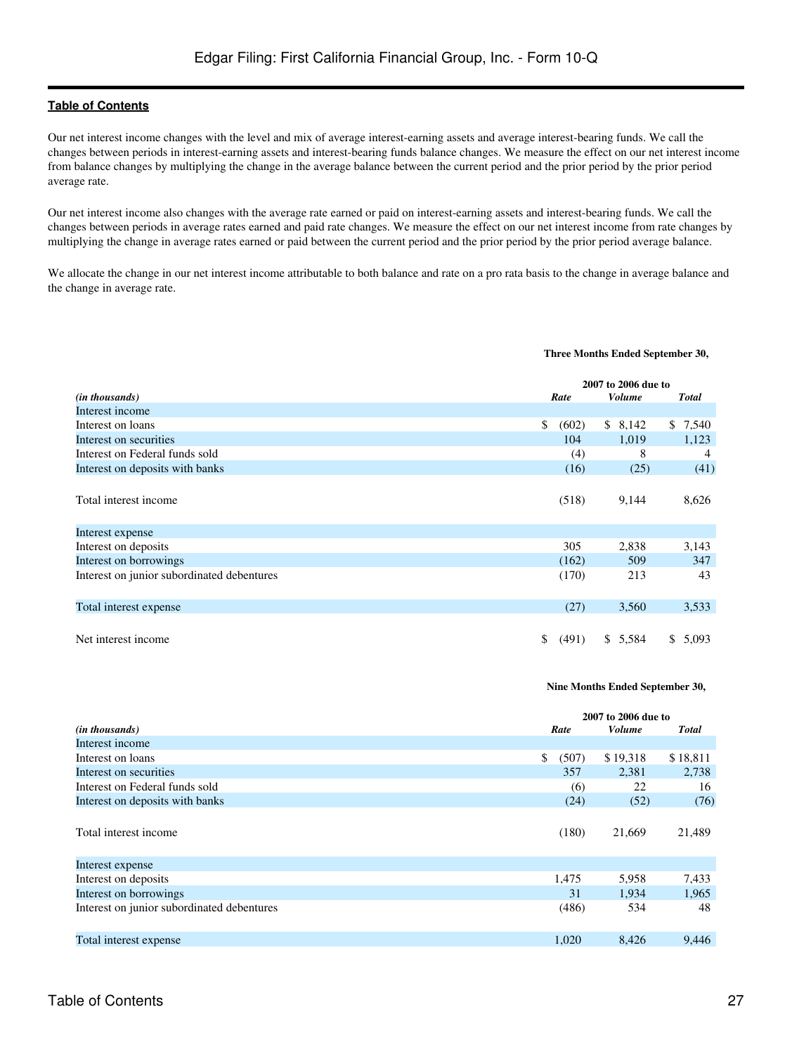Our net interest income changes with the level and mix of average interest-earning assets and average interest-bearing funds. We call the changes between periods in interest-earning assets and interest-bearing funds balance changes. We measure the effect on our net interest income from balance changes by multiplying the change in the average balance between the current period and the prior period by the prior period average rate.

Our net interest income also changes with the average rate earned or paid on interest-earning assets and interest-bearing funds. We call the changes between periods in average rates earned and paid rate changes. We measure the effect on our net interest income from rate changes by multiplying the change in average rates earned or paid between the current period and the prior period by the prior period average balance.

We allocate the change in our net interest income attributable to both balance and rate on a pro rata basis to the change in average balance and the change in average rate.

| | Three Months Ended September 30, | | |
|---|---|---|---|
| | 2007 to 2006 due to | | |
| *(in thousands)* | *Rate* | *Volume* | *Total* |
| Interest income | | | |
| Interest on loans | $ (602) | $ 8,142 | $ 7,540 |
| Interest on securities | 104 | 1,019 | 1,123 |
| Interest on Federal funds sold | (4) | 8 | 4 |
| Interest on deposits with banks | (16) | (25) | (41) |
| Total interest income | (518) | 9,144 | 8,626 |
| Interest expense | | | |
| Interest on deposits | 305 | 2,838 | 3,143 |
| Interest on borrowings | (162) | 509 | 347 |
| Interest on junior subordinated debentures | (170) | 213 | 43 |
| Total interest expense | (27) | 3,560 | 3,533 |
| Net interest income | $ (491) | $ 5,584 | $ 5,093 |

| | Nine Months Ended September 30, | | |
|---|---|---|---|
| | 2007 to 2006 due to | | |
| *(in thousands)* | *Rate* | *Volume* | *Total* |
| Interest income | | | |
| Interest on loans | $ (507) | $ 19,318 | $ 18,811 |
| Interest on securities | 357 | 2,381 | 2,738 |
| Interest on Federal funds sold | (6) | 22 | 16 |
| Interest on deposits with banks | (24) | (52) | (76) |
| Total interest income | (180) | 21,669 | 21,489 |
| Interest expense | | | |
| Interest on deposits | 1,475 | 5,958 | 7,433 |
| Interest on borrowings | 31 | 1,934 | 1,965 |
| Interest on junior subordinated debentures | (486) | 534 | 48 |
| Total interest expense | 1,020 | 8,426 | 9,446 |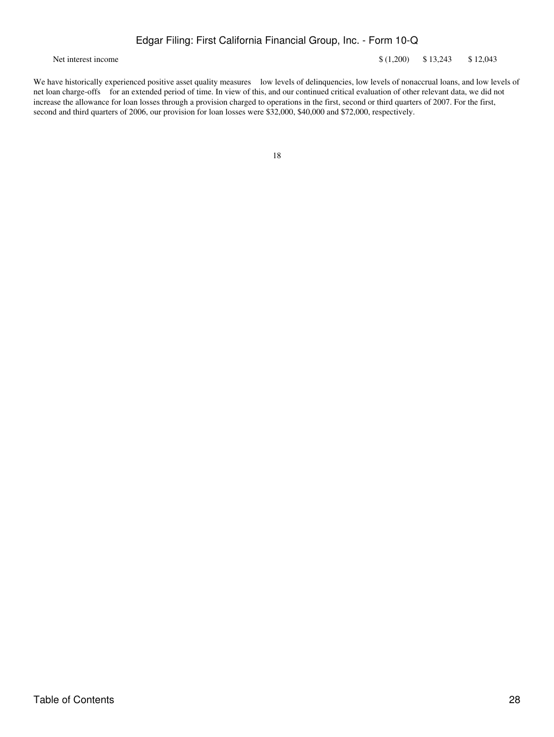| | | | |
|---|---|---|---|
| Net interest income | $ (1,200) | $ 13,243 | $ 12,043 |

We have historically experienced positive asset quality measures low levels of delinquencies, low levels of nonaccrual loans, and low levels of net loan charge-offs for an extended period of time. In view of this, and our continued critical evaluation of other relevant data, we did not increase the allowance for loan losses through a provision charged to operations in the first, second or third quarters of 2007. For the first, second and third quarters of 2006, our provision for loan losses were $32,000, $40,000 and $72,000, respectively.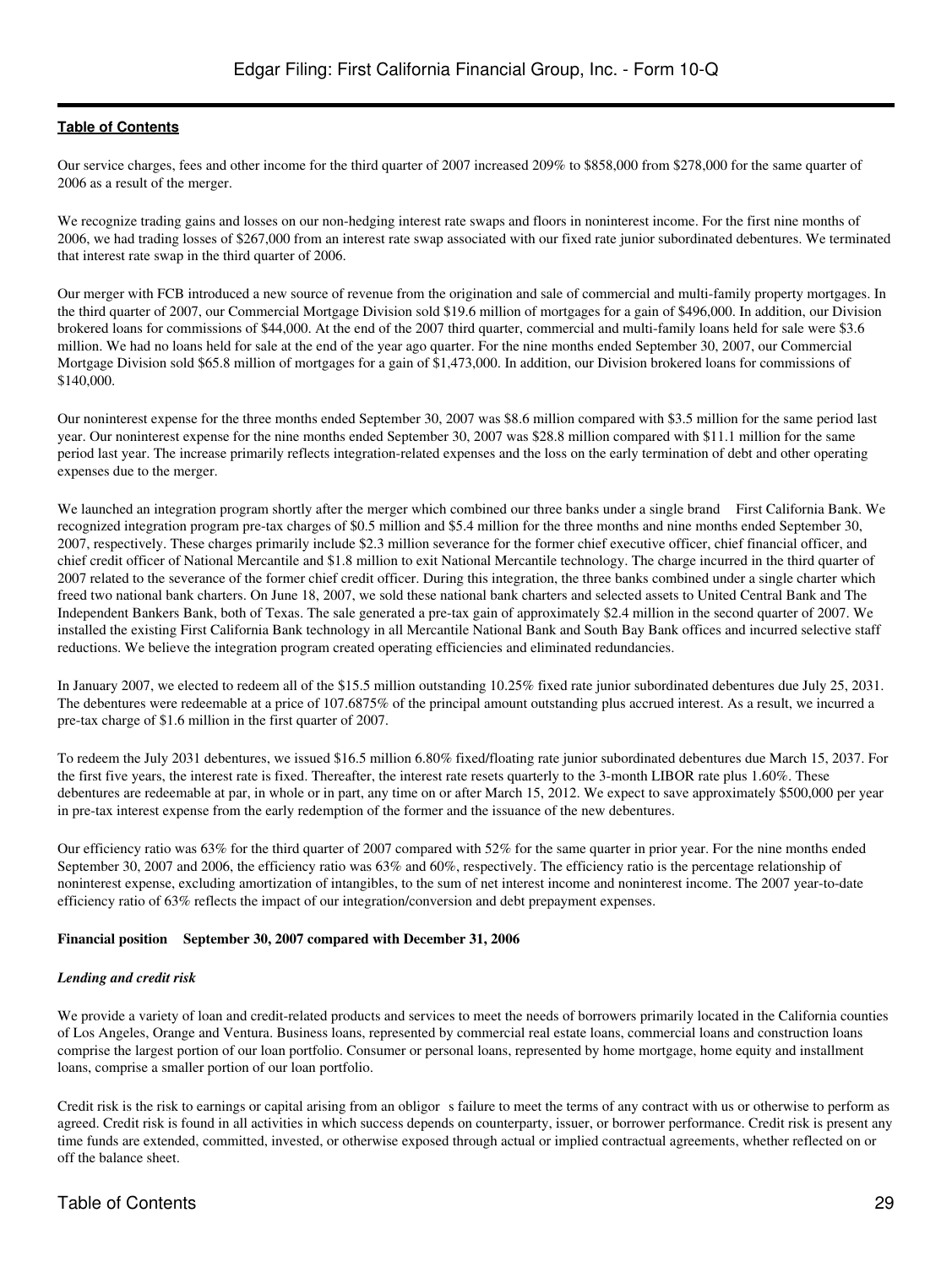Our service charges, fees and other income for the third quarter of 2007 increased 209% to $858,000 from $278,000 for the same quarter of 2006 as a result of the merger.

We recognize trading gains and losses on our non-hedging interest rate swaps and floors in noninterest income. For the first nine months of 2006, we had trading losses of $267,000 from an interest rate swap associated with our fixed rate junior subordinated debentures. We terminated that interest rate swap in the third quarter of 2006.

Our merger with FCB introduced a new source of revenue from the origination and sale of commercial and multi-family property mortgages. In the third quarter of 2007, our Commercial Mortgage Division sold $19.6 million of mortgages for a gain of $496,000. In addition, our Division brokered loans for commissions of $44,000. At the end of the 2007 third quarter, commercial and multi-family loans held for sale were $3.6 million. We had no loans held for sale at the end of the year ago quarter. For the nine months ended September 30, 2007, our Commercial Mortgage Division sold $65.8 million of mortgages for a gain of $1,473,000. In addition, our Division brokered loans for commissions of $140,000.

Our noninterest expense for the three months ended September 30, 2007 was $8.6 million compared with $3.5 million for the same period last year. Our noninterest expense for the nine months ended September 30, 2007 was $28.8 million compared with $11.1 million for the same period last year. The increase primarily reflects integration-related expenses and the loss on the early termination of debt and other operating expenses due to the merger.

We launched an integration program shortly after the merger which combined our three banks under a single brand First California Bank. We recognized integration program pre-tax charges of $0.5 million and $5.4 million for the three months and nine months ended September 30, 2007, respectively. These charges primarily include $2.3 million severance for the former chief executive officer, chief financial officer, and chief credit officer of National Mercantile and $1.8 million to exit National Mercantile technology. The charge incurred in the third quarter of 2007 related to the severance of the former chief credit officer. During this integration, the three banks combined under a single charter which freed two national bank charters. On June 18, 2007, we sold these national bank charters and selected assets to United Central Bank and The Independent Bankers Bank, both of Texas. The sale generated a pre-tax gain of approximately $2.4 million in the second quarter of 2007. We installed the existing First California Bank technology in all Mercantile National Bank and South Bay Bank offices and incurred selective staff reductions. We believe the integration program created operating efficiencies and eliminated redundancies.

In January 2007, we elected to redeem all of the $15.5 million outstanding 10.25% fixed rate junior subordinated debentures due July 25, 2031. The debentures were redeemable at a price of 107.6875% of the principal amount outstanding plus accrued interest. As a result, we incurred a pre-tax charge of $1.6 million in the first quarter of 2007.

To redeem the July 2031 debentures, we issued $16.5 million 6.80% fixed/floating rate junior subordinated debentures due March 15, 2037. For the first five years, the interest rate is fixed. Thereafter, the interest rate resets quarterly to the 3-month LIBOR rate plus 1.60%. These debentures are redeemable at par, in whole or in part, any time on or after March 15, 2012. We expect to save approximately $500,000 per year in pre-tax interest expense from the early redemption of the former and the issuance of the new debentures.

Our efficiency ratio was 63% for the third quarter of 2007 compared with 52% for the same quarter in prior year. For the nine months ended September 30, 2007 and 2006, the efficiency ratio was 63% and 60%, respectively. The efficiency ratio is the percentage relationship of noninterest expense, excluding amortization of intangibles, to the sum of net interest income and noninterest income. The 2007 year-to-date efficiency ratio of 63% reflects the impact of our integration/conversion and debt prepayment expenses.

**Financial position September 30, 2007 compared with December 31, 2006**

***Lending and credit risk***

We provide a variety of loan and credit-related products and services to meet the needs of borrowers primarily located in the California counties of Los Angeles, Orange and Ventura. Business loans, represented by commercial real estate loans, commercial loans and construction loans comprise the largest portion of our loan portfolio. Consumer or personal loans, represented by home mortgage, home equity and installment loans, comprise a smaller portion of our loan portfolio.

Credit risk is the risk to earnings or capital arising from an obligor s failure to meet the terms of any contract with us or otherwise to perform as agreed. Credit risk is found in all activities in which success depends on counterparty, issuer, or borrower performance. Credit risk is present any time funds are extended, committed, invested, or otherwise exposed through actual or implied contractual agreements, whether reflected on or off the balance sheet.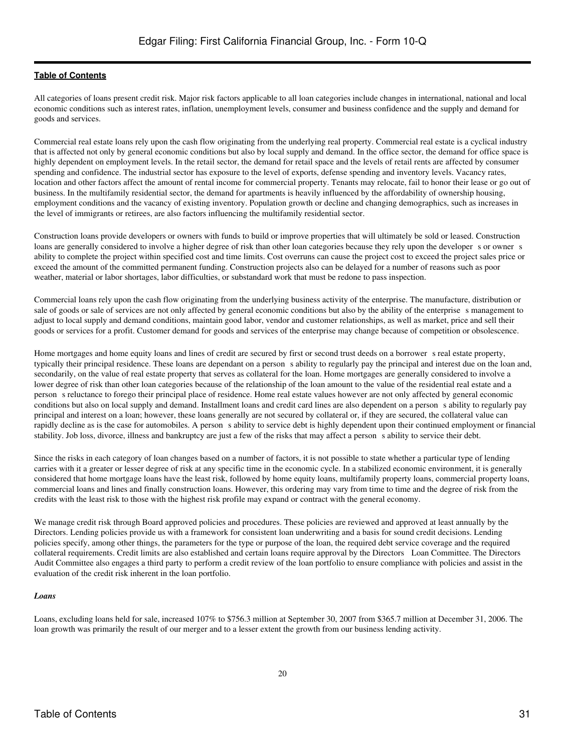All categories of loans present credit risk. Major risk factors applicable to all loan categories include changes in international, national and local economic conditions such as interest rates, inflation, unemployment levels, consumer and business confidence and the supply and demand for goods and services.

Commercial real estate loans rely upon the cash flow originating from the underlying real property. Commercial real estate is a cyclical industry that is affected not only by general economic conditions but also by local supply and demand. In the office sector, the demand for office space is highly dependent on employment levels. In the retail sector, the demand for retail space and the levels of retail rents are affected by consumer spending and confidence. The industrial sector has exposure to the level of exports, defense spending and inventory levels. Vacancy rates, location and other factors affect the amount of rental income for commercial property. Tenants may relocate, fail to honor their lease or go out of business. In the multifamily residential sector, the demand for apartments is heavily influenced by the affordability of ownership housing, employment conditions and the vacancy of existing inventory. Population growth or decline and changing demographics, such as increases in the level of immigrants or retirees, are also factors influencing the multifamily residential sector.

Construction loans provide developers or owners with funds to build or improve properties that will ultimately be sold or leased. Construction loans are generally considered to involve a higher degree of risk than other loan categories because they rely upon the developer s or owner s ability to complete the project within specified cost and time limits. Cost overruns can cause the project cost to exceed the project sales price or exceed the amount of the committed permanent funding. Construction projects also can be delayed for a number of reasons such as poor weather, material or labor shortages, labor difficulties, or substandard work that must be redone to pass inspection.

Commercial loans rely upon the cash flow originating from the underlying business activity of the enterprise. The manufacture, distribution or sale of goods or sale of services are not only affected by general economic conditions but also by the ability of the enterprise s management to adjust to local supply and demand conditions, maintain good labor, vendor and customer relationships, as well as market, price and sell their goods or services for a profit. Customer demand for goods and services of the enterprise may change because of competition or obsolescence.

Home mortgages and home equity loans and lines of credit are secured by first or second trust deeds on a borrower s real estate property, typically their principal residence. These loans are dependant on a person s ability to regularly pay the principal and interest due on the loan and, secondarily, on the value of real estate property that serves as collateral for the loan. Home mortgages are generally considered to involve a lower degree of risk than other loan categories because of the relationship of the loan amount to the value of the residential real estate and a person s reluctance to forego their principal place of residence. Home real estate values however are not only affected by general economic conditions but also on local supply and demand. Installment loans and credit card lines are also dependent on a person s ability to regularly pay principal and interest on a loan; however, these loans generally are not secured by collateral or, if they are secured, the collateral value can rapidly decline as is the case for automobiles. A person s ability to service debt is highly dependent upon their continued employment or financial stability. Job loss, divorce, illness and bankruptcy are just a few of the risks that may affect a person s ability to service their debt.

Since the risks in each category of loan changes based on a number of factors, it is not possible to state whether a particular type of lending carries with it a greater or lesser degree of risk at any specific time in the economic cycle. In a stabilized economic environment, it is generally considered that home mortgage loans have the least risk, followed by home equity loans, multifamily property loans, commercial property loans, commercial loans and lines and finally construction loans. However, this ordering may vary from time to time and the degree of risk from the credits with the least risk to those with the highest risk profile may expand or contract with the general economy.

We manage credit risk through Board approved policies and procedures. These policies are reviewed and approved at least annually by the Directors. Lending policies provide us with a framework for consistent loan underwriting and a basis for sound credit decisions. Lending policies specify, among other things, the parameters for the type or purpose of the loan, the required debt service coverage and the required collateral requirements. Credit limits are also established and certain loans require approval by the Directors Loan Committee. The Directors Audit Committee also engages a third party to perform a credit review of the loan portfolio to ensure compliance with policies and assist in the evaluation of the credit risk inherent in the loan portfolio.

***Loans***

Loans, excluding loans held for sale, increased 107% to $756.3 million at September 30, 2007 from $365.7 million at December 31, 2006. The loan growth was primarily the result of our merger and to a lesser extent the growth from our business lending activity.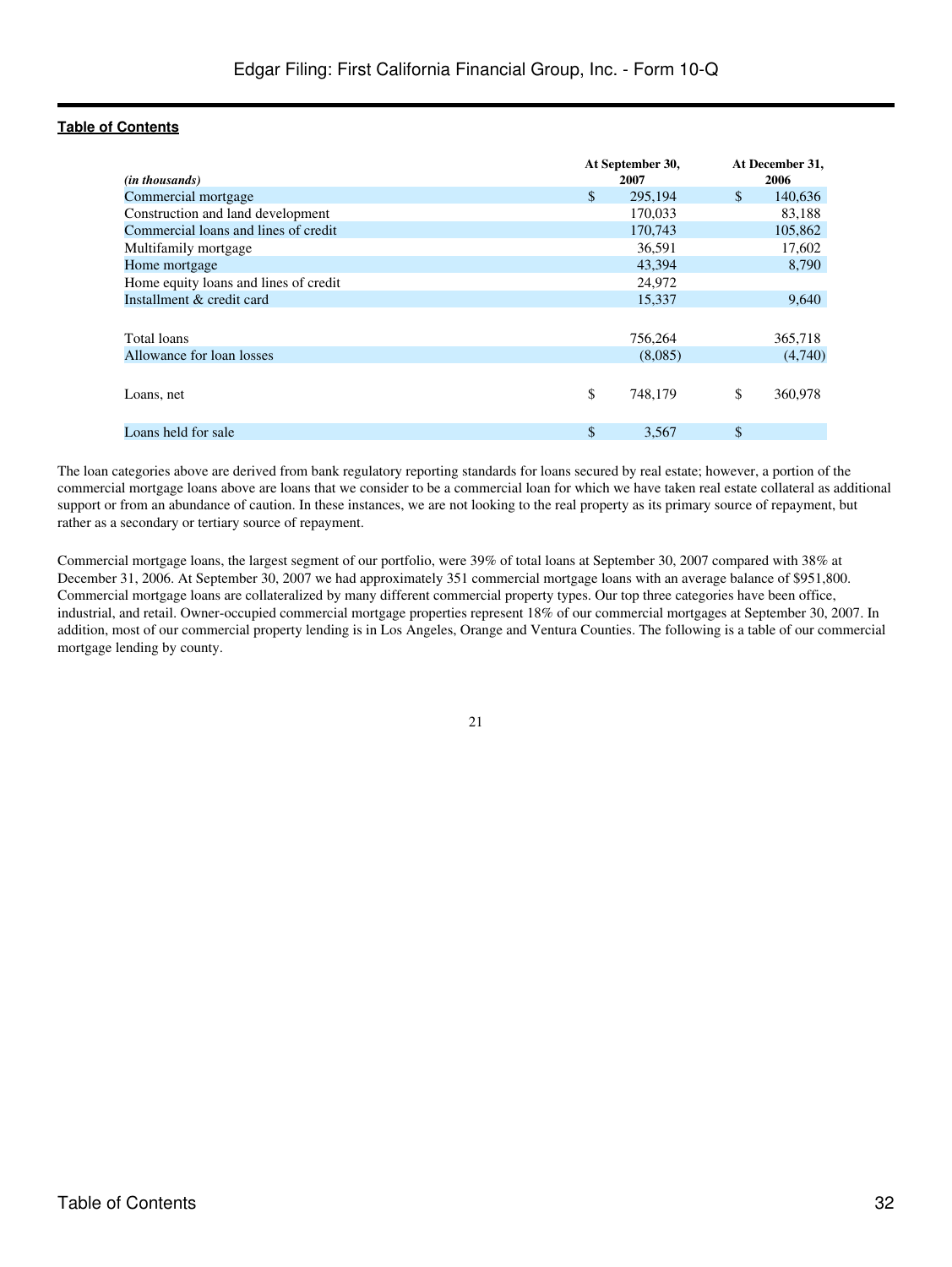| *(in thousands)* | At September 30, 2007 | At December 31, 2006 |
|---|---|---|
| Commercial mortgage | $ 295,194 | $ 140,636 |
| Construction and land development | 170,033 | 83,188 |
| Commercial loans and lines of credit | 170,743 | 105,862 |
| Multifamily mortgage | 36,591 | 17,602 |
| Home mortgage | 43,394 | 8,790 |
| Home equity loans and lines of credit | 24,972 | |
| Installment & credit card | 15,337 | 9,640 |
| Total loans | 756,264 | 365,718 |
| Allowance for loan losses | (8,085) | (4,740) |
| Loans, net | $ 748,179 | $ 360,978 |
| Loans held for sale | $ 3,567 | $ |

The loan categories above are derived from bank regulatory reporting standards for loans secured by real estate; however, a portion of the commercial mortgage loans above are loans that we consider to be a commercial loan for which we have taken real estate collateral as additional support or from an abundance of caution. In these instances, we are not looking to the real property as its primary source of repayment, but rather as a secondary or tertiary source of repayment.

Commercial mortgage loans, the largest segment of our portfolio, were 39% of total loans at September 30, 2007 compared with 38% at December 31, 2006. At September 30, 2007 we had approximately 351 commercial mortgage loans with an average balance of $951,800. Commercial mortgage loans are collateralized by many different commercial property types. Our top three categories have been office, industrial, and retail. Owner-occupied commercial mortgage properties represent 18% of our commercial mortgages at September 30, 2007. In addition, most of our commercial property lending is in Los Angeles, Orange and Ventura Counties. The following is a table of our commercial mortgage lending by county.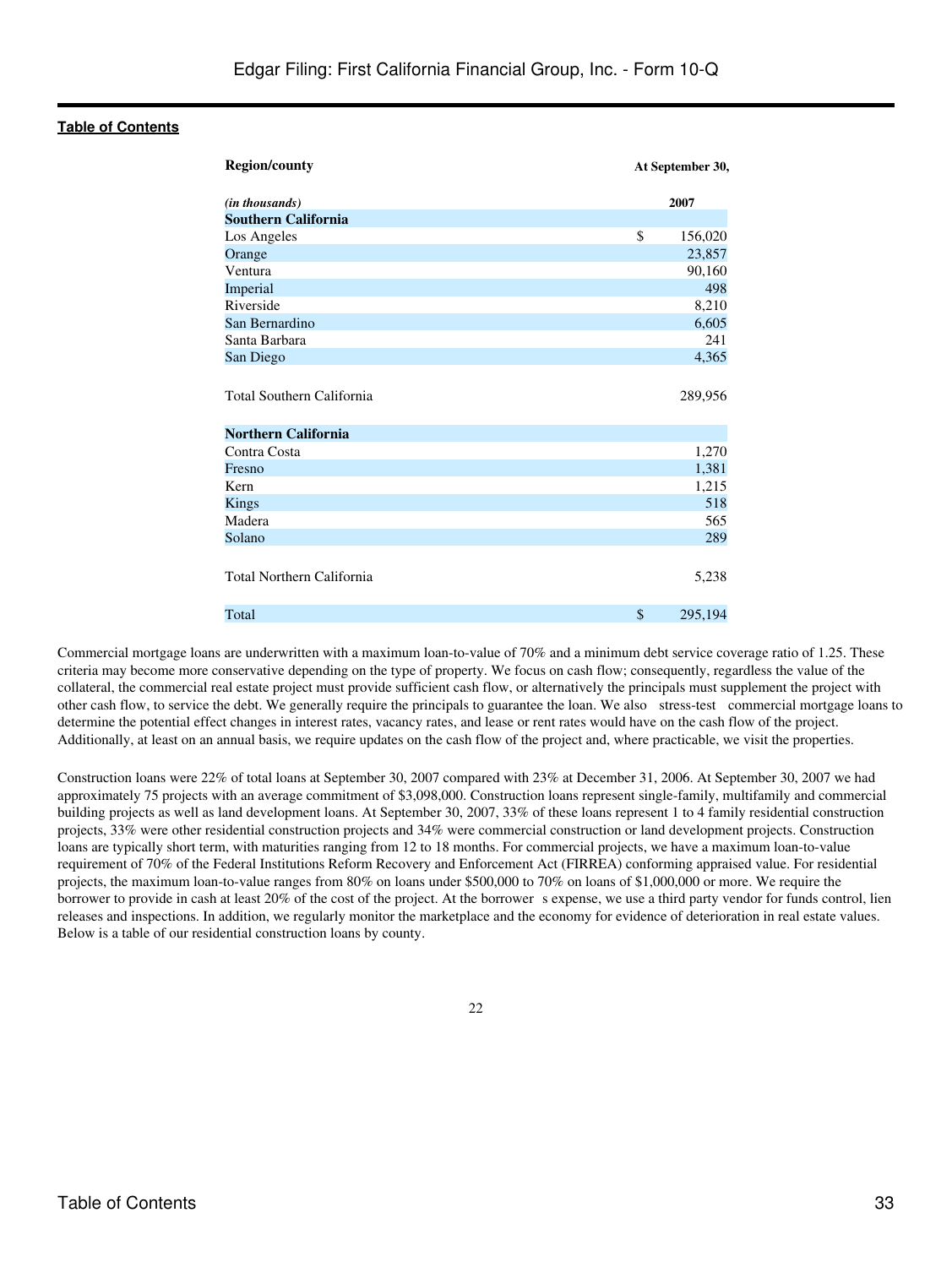| Region/county | At September 30, |
|---|---|
| *(in thousands)* | 2007 |
| **Southern California** | |
| Los Angeles | $ 156,020 |
| Orange | 23,857 |
| Ventura | 90,160 |
| Imperial | 498 |
| Riverside | 8,210 |
| San Bernardino | 6,605 |
| Santa Barbara | 241 |
| San Diego | 4,365 |
| Total Southern California | 289,956 |
| **Northern California** | |
| Contra Costa | 1,270 |
| Fresno | 1,381 |
| Kern | 1,215 |
| Kings | 518 |
| Madera | 565 |
| Solano | 289 |
| Total Northern California | 5,238 |
| Total | $ 295,194 |

Commercial mortgage loans are underwritten with a maximum loan-to-value of 70% and a minimum debt service coverage ratio of 1.25. These criteria may become more conservative depending on the type of property. We focus on cash flow; consequently, regardless the value of the collateral, the commercial real estate project must provide sufficient cash flow, or alternatively the principals must supplement the project with other cash flow, to service the debt. We generally require the principals to guarantee the loan. We also stress-test commercial mortgage loans to determine the potential effect changes in interest rates, vacancy rates, and lease or rent rates would have on the cash flow of the project. Additionally, at least on an annual basis, we require updates on the cash flow of the project and, where practicable, we visit the properties.

Construction loans were 22% of total loans at September 30, 2007 compared with 23% at December 31, 2006. At September 30, 2007 we had approximately 75 projects with an average commitment of $3,098,000. Construction loans represent single-family, multifamily and commercial building projects as well as land development loans. At September 30, 2007, 33% of these loans represent 1 to 4 family residential construction projects, 33% were other residential construction projects and 34% were commercial construction or land development projects. Construction loans are typically short term, with maturities ranging from 12 to 18 months. For commercial projects, we have a maximum loan-to-value requirement of 70% of the Federal Institutions Reform Recovery and Enforcement Act (FIRREA) conforming appraised value. For residential projects, the maximum loan-to-value ranges from 80% on loans under $500,000 to 70% on loans of $1,000,000 or more. We require the borrower to provide in cash at least 20% of the cost of the project. At the borrower s expense, we use a third party vendor for funds control, lien releases and inspections. In addition, we regularly monitor the marketplace and the economy for evidence of deterioration in real estate values. Below is a table of our residential construction loans by county.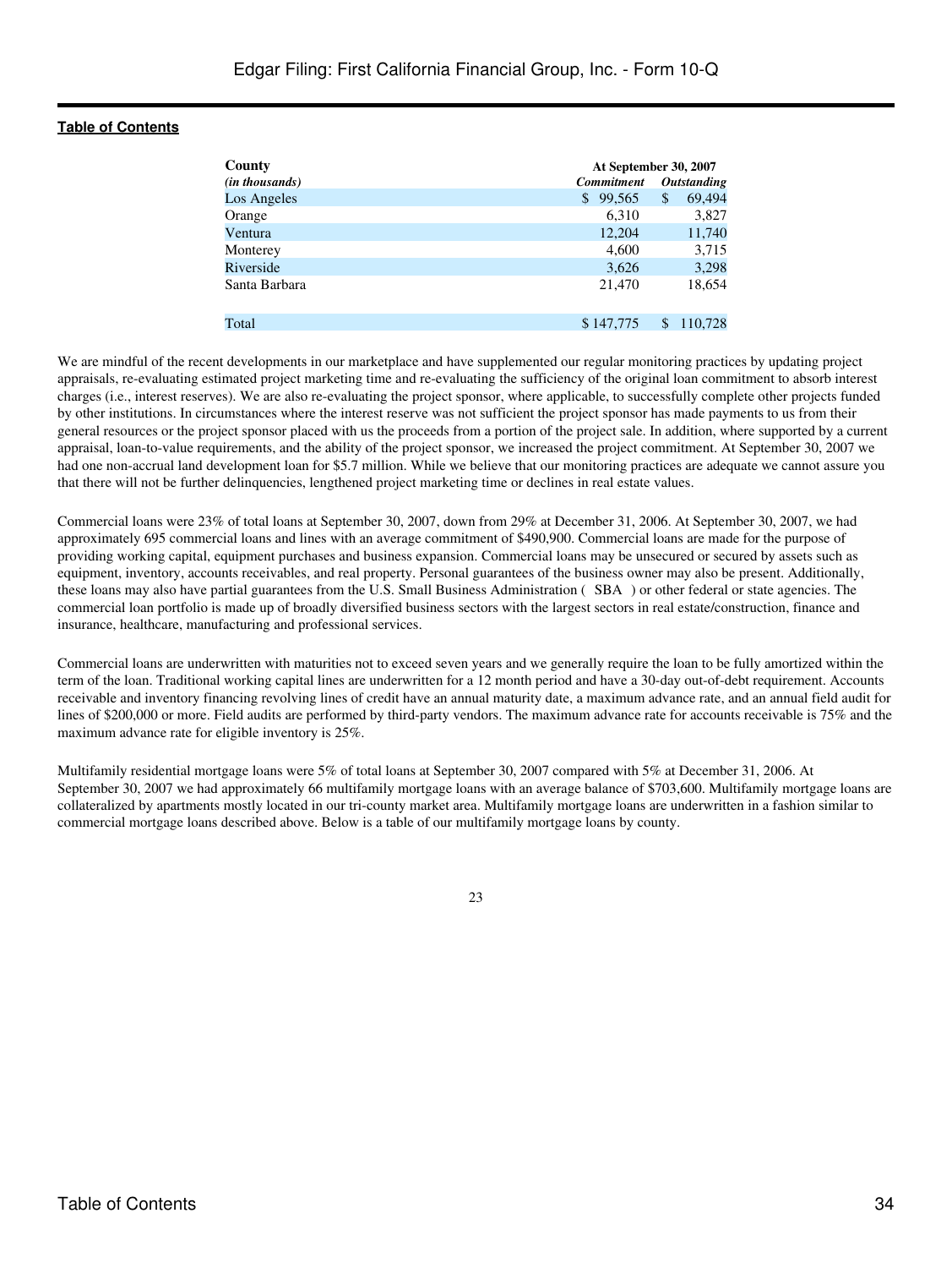| County<br>*(in thousands)* | At September 30, 2007<br>*Commitment* | <br>*Outstanding* |
|---|---|---|
| Los Angeles | $ 99,565 | $ 69,494 |
| Orange | 6,310 | 3,827 |
| Ventura | 12,204 | 11,740 |
| Monterey | 4,600 | 3,715 |
| Riverside | 3,626 | 3,298 |
| Santa Barbara | 21,470 | 18,654 |
| Total | $ 147,775 | $ 110,728 |

We are mindful of the recent developments in our marketplace and have supplemented our regular monitoring practices by updating project appraisals, re-evaluating estimated project marketing time and re-evaluating the sufficiency of the original loan commitment to absorb interest charges (i.e., interest reserves). We are also re-evaluating the project sponsor, where applicable, to successfully complete other projects funded by other institutions. In circumstances where the interest reserve was not sufficient the project sponsor has made payments to us from their general resources or the project sponsor placed with us the proceeds from a portion of the project sale. In addition, where supported by a current appraisal, loan-to-value requirements, and the ability of the project sponsor, we increased the project commitment. At September 30, 2007 we had one non-accrual land development loan for $5.7 million. While we believe that our monitoring practices are adequate we cannot assure you that there will not be further delinquencies, lengthened project marketing time or declines in real estate values.

Commercial loans were 23% of total loans at September 30, 2007, down from 29% at December 31, 2006. At September 30, 2007, we had approximately 695 commercial loans and lines with an average commitment of $490,900. Commercial loans are made for the purpose of providing working capital, equipment purchases and business expansion. Commercial loans may be unsecured or secured by assets such as equipment, inventory, accounts receivables, and real property. Personal guarantees of the business owner may also be present. Additionally, these loans may also have partial guarantees from the U.S. Small Business Administration ( SBA ) or other federal or state agencies. The commercial loan portfolio is made up of broadly diversified business sectors with the largest sectors in real estate/construction, finance and insurance, healthcare, manufacturing and professional services.

Commercial loans are underwritten with maturities not to exceed seven years and we generally require the loan to be fully amortized within the term of the loan. Traditional working capital lines are underwritten for a 12 month period and have a 30-day out-of-debt requirement. Accounts receivable and inventory financing revolving lines of credit have an annual maturity date, a maximum advance rate, and an annual field audit for lines of $200,000 or more. Field audits are performed by third-party vendors. The maximum advance rate for accounts receivable is 75% and the maximum advance rate for eligible inventory is 25%.

Multifamily residential mortgage loans were 5% of total loans at September 30, 2007 compared with 5% at December 31, 2006. At September 30, 2007 we had approximately 66 multifamily mortgage loans with an average balance of $703,600. Multifamily mortgage loans are collateralized by apartments mostly located in our tri-county market area. Multifamily mortgage loans are underwritten in a fashion similar to commercial mortgage loans described above. Below is a table of our multifamily mortgage loans by county.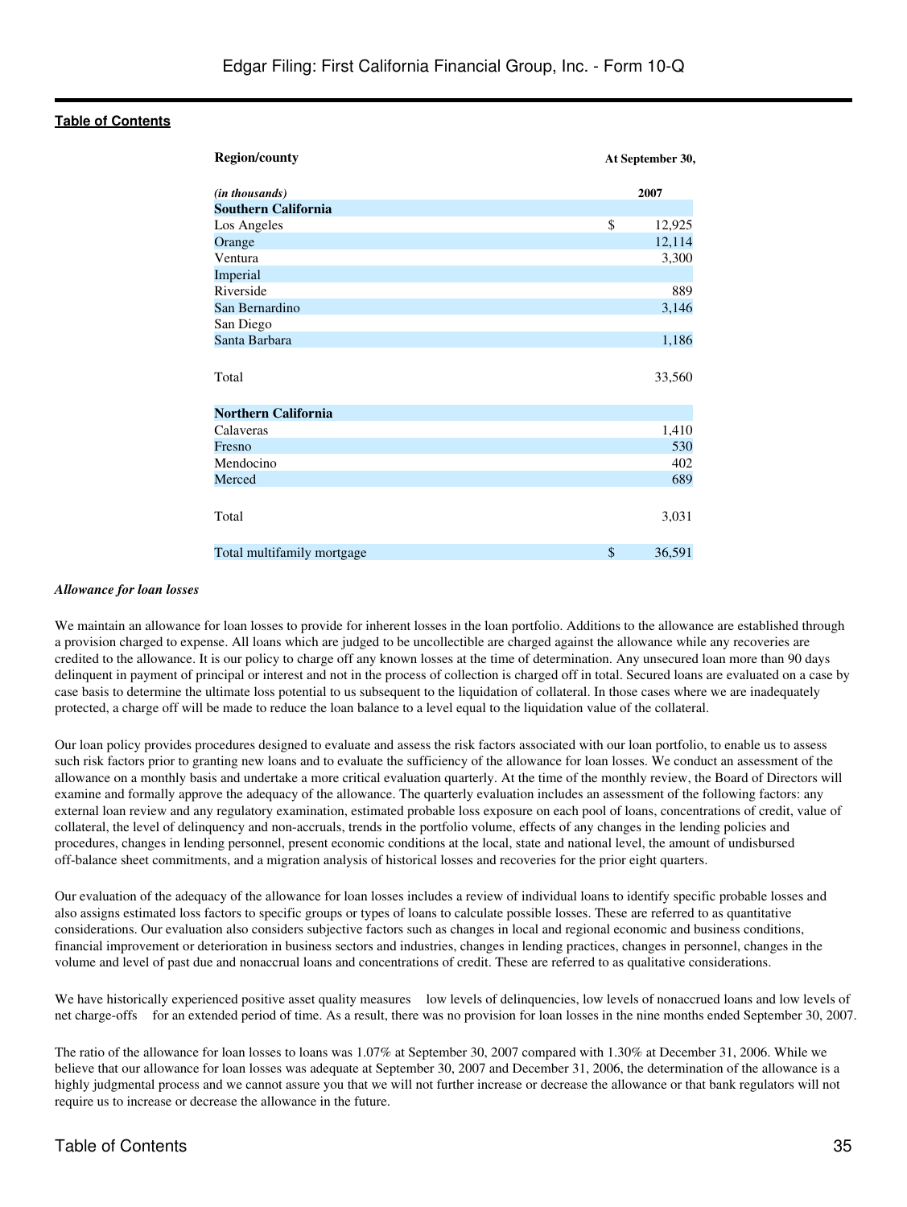| Region/county | At September 30, |
| --- | --- |
| *(in thousands)* | 2007 |
| **Southern California** | |
| Los Angeles | $ 12,925 |
| Orange | 12,114 |
| Ventura | 3,300 |
| Imperial | |
| Riverside | 889 |
| San Bernardino | 3,146 |
| San Diego | |
| Santa Barbara | 1,186 |
| Total | 33,560 |
| **Northern California** | |
| Calaveras | 1,410 |
| Fresno | 530 |
| Mendocino | 402 |
| Merced | 689 |
| Total | 3,031 |
| Total multifamily mortgage | $ 36,591 |

***Allowance for loan losses***

We maintain an allowance for loan losses to provide for inherent losses in the loan portfolio. Additions to the allowance are established through a provision charged to expense. All loans which are judged to be uncollectible are charged against the allowance while any recoveries are credited to the allowance. It is our policy to charge off any known losses at the time of determination. Any unsecured loan more than 90 days delinquent in payment of principal or interest and not in the process of collection is charged off in total. Secured loans are evaluated on a case by case basis to determine the ultimate loss potential to us subsequent to the liquidation of collateral. In those cases where we are inadequately protected, a charge off will be made to reduce the loan balance to a level equal to the liquidation value of the collateral.

Our loan policy provides procedures designed to evaluate and assess the risk factors associated with our loan portfolio, to enable us to assess such risk factors prior to granting new loans and to evaluate the sufficiency of the allowance for loan losses. We conduct an assessment of the allowance on a monthly basis and undertake a more critical evaluation quarterly. At the time of the monthly review, the Board of Directors will examine and formally approve the adequacy of the allowance. The quarterly evaluation includes an assessment of the following factors: any external loan review and any regulatory examination, estimated probable loss exposure on each pool of loans, concentrations of credit, value of collateral, the level of delinquency and non-accruals, trends in the portfolio volume, effects of any changes in the lending policies and procedures, changes in lending personnel, present economic conditions at the local, state and national level, the amount of undisbursed off-balance sheet commitments, and a migration analysis of historical losses and recoveries for the prior eight quarters.

Our evaluation of the adequacy of the allowance for loan losses includes a review of individual loans to identify specific probable losses and also assigns estimated loss factors to specific groups or types of loans to calculate possible losses. These are referred to as quantitative considerations. Our evaluation also considers subjective factors such as changes in local and regional economic and business conditions, financial improvement or deterioration in business sectors and industries, changes in lending practices, changes in personnel, changes in the volume and level of past due and nonaccrual loans and concentrations of credit. These are referred to as qualitative considerations.

We have historically experienced positive asset quality measures low levels of delinquencies, low levels of nonaccrued loans and low levels of net charge-offs for an extended period of time. As a result, there was no provision for loan losses in the nine months ended September 30, 2007.

The ratio of the allowance for loan losses to loans was 1.07% at September 30, 2007 compared with 1.30% at December 31, 2006. While we believe that our allowance for loan losses was adequate at September 30, 2007 and December 31, 2006, the determination of the allowance is a highly judgmental process and we cannot assure you that we will not further increase or decrease the allowance or that bank regulators will not require us to increase or decrease the allowance in the future.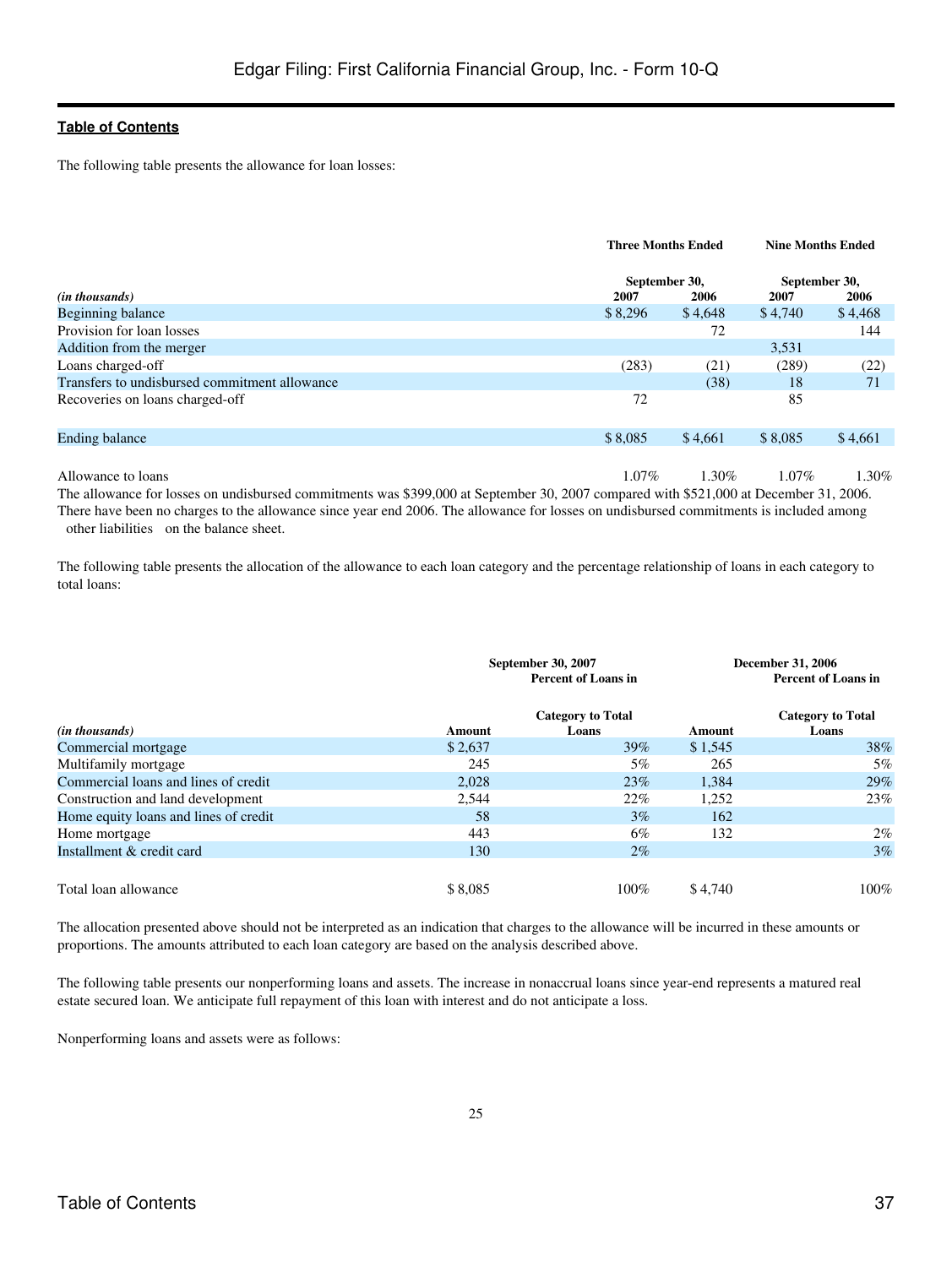The following table presents the allowance for loan losses:

| *(in thousands)* | Three Months Ended September 30, 2007 | Three Months Ended September 30, 2006 | Nine Months Ended September 30, 2007 | Nine Months Ended September 30, 2006 |
|---|---|---|---|---|
| Beginning balance | $ 8,296 | $ 4,648 | $ 4,740 | $ 4,468 |
| Provision for loan losses | | 72 | | 144 |
| Addition from the merger | | | 3,531 | |
| Loans charged-off | (283) | (21) | (289) | (22) |
| Transfers to undisbursed commitment allowance | | (38) | 18 | 71 |
| Recoveries on loans charged-off | 72 | | 85 | |
| Ending balance | $ 8,085 | $ 4,661 | $ 8,085 | $ 4,661 |
| Allowance to loans | 1.07% | 1.30% | 1.07% | 1.30% |

The allowance for losses on undisbursed commitments was $399,000 at September 30, 2007 compared with $521,000 at December 31, 2006. There have been no charges to the allowance since year end 2006. The allowance for losses on undisbursed commitments is included among other liabilities on the balance sheet.

The following table presents the allocation of the allowance to each loan category and the percentage relationship of loans in each category to total loans:

| | September 30, 2007 | | December 31, 2006 | |
|---|---|---|---|---|
| *(in thousands)* | Amount | Percent of Loans in Category to Total Loans | Amount | Percent of Loans in Category to Total Loans |
| Commercial mortgage | $ 2,637 | 39% | $ 1,545 | 38% |
| Multifamily mortgage | 245 | 5% | 265 | 5% |
| Commercial loans and lines of credit | 2,028 | 23% | 1,384 | 29% |
| Construction and land development | 2,544 | 22% | 1,252 | 23% |
| Home equity loans and lines of credit | 58 | 3% | 162 | |
| Home mortgage | 443 | 6% | 132 | 2% |
| Installment & credit card | 130 | 2% | | 3% |
| Total loan allowance | $ 8,085 | 100% | $ 4,740 | 100% |

The allocation presented above should not be interpreted as an indication that charges to the allowance will be incurred in these amounts or proportions. The amounts attributed to each loan category are based on the analysis described above.

The following table presents our nonperforming loans and assets. The increase in nonaccrual loans since year-end represents a matured real estate secured loan. We anticipate full repayment of this loan with interest and do not anticipate a loss.

Nonperforming loans and assets were as follows: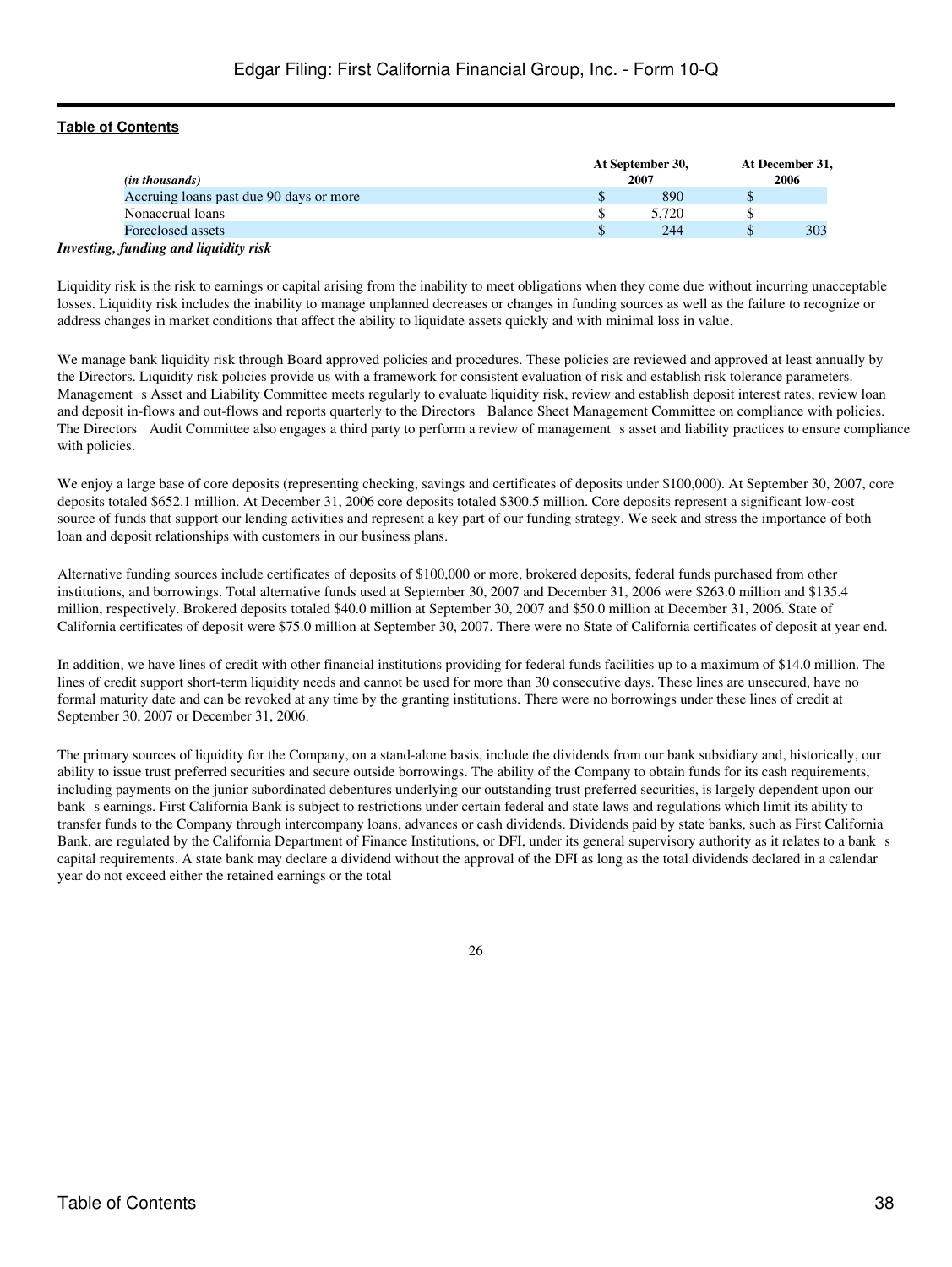| (in thousands) | At September 30, 2007 | At December 31, 2006 |
| --- | --- | --- |
| Accruing loans past due 90 days or more | $ 890 | $ |
| Nonaccrual loans | $ 5,720 | $ |
| Foreclosed assets | $ 244 | $ 303 |

***Investing, funding and liquidity risk***

Liquidity risk is the risk to earnings or capital arising from the inability to meet obligations when they come due without incurring unacceptable losses. Liquidity risk includes the inability to manage unplanned decreases or changes in funding sources as well as the failure to recognize or address changes in market conditions that affect the ability to liquidate assets quickly and with minimal loss in value.

We manage bank liquidity risk through Board approved policies and procedures. These policies are reviewed and approved at least annually by the Directors. Liquidity risk policies provide us with a framework for consistent evaluation of risk and establish risk tolerance parameters. Management s Asset and Liability Committee meets regularly to evaluate liquidity risk, review and establish deposit interest rates, review loan and deposit in-flows and out-flows and reports quarterly to the Directors Balance Sheet Management Committee on compliance with policies. The Directors Audit Committee also engages a third party to perform a review of management s asset and liability practices to ensure compliance with policies.

We enjoy a large base of core deposits (representing checking, savings and certificates of deposits under $100,000). At September 30, 2007, core deposits totaled $652.1 million. At December 31, 2006 core deposits totaled $300.5 million. Core deposits represent a significant low-cost source of funds that support our lending activities and represent a key part of our funding strategy. We seek and stress the importance of both loan and deposit relationships with customers in our business plans.

Alternative funding sources include certificates of deposits of $100,000 or more, brokered deposits, federal funds purchased from other institutions, and borrowings. Total alternative funds used at September 30, 2007 and December 31, 2006 were $263.0 million and $135.4 million, respectively. Brokered deposits totaled $40.0 million at September 30, 2007 and $50.0 million at December 31, 2006. State of California certificates of deposit were $75.0 million at September 30, 2007. There were no State of California certificates of deposit at year end.

In addition, we have lines of credit with other financial institutions providing for federal funds facilities up to a maximum of $14.0 million. The lines of credit support short-term liquidity needs and cannot be used for more than 30 consecutive days. These lines are unsecured, have no formal maturity date and can be revoked at any time by the granting institutions. There were no borrowings under these lines of credit at September 30, 2007 or December 31, 2006.

The primary sources of liquidity for the Company, on a stand-alone basis, include the dividends from our bank subsidiary and, historically, our ability to issue trust preferred securities and secure outside borrowings. The ability of the Company to obtain funds for its cash requirements, including payments on the junior subordinated debentures underlying our outstanding trust preferred securities, is largely dependent upon our bank s earnings. First California Bank is subject to restrictions under certain federal and state laws and regulations which limit its ability to transfer funds to the Company through intercompany loans, advances or cash dividends. Dividends paid by state banks, such as First California Bank, are regulated by the California Department of Finance Institutions, or DFI, under its general supervisory authority as it relates to a bank s capital requirements. A state bank may declare a dividend without the approval of the DFI as long as the total dividends declared in a calendar year do not exceed either the retained earnings or the total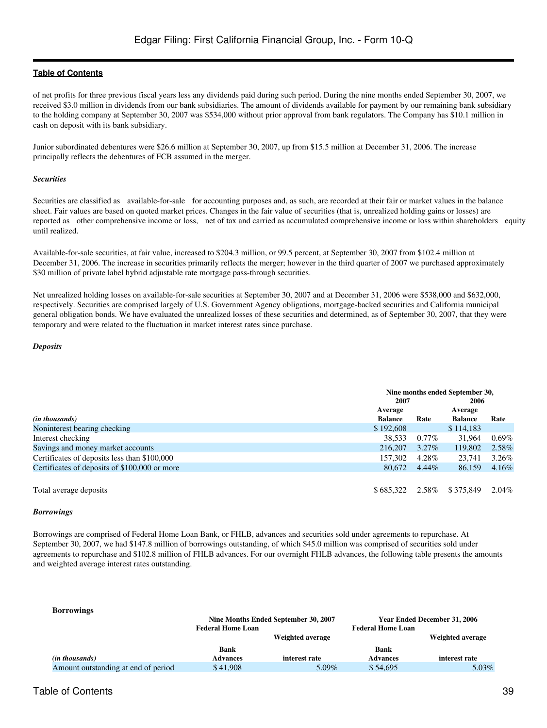of net profits for three previous fiscal years less any dividends paid during such period. During the nine months ended September 30, 2007, we received $3.0 million in dividends from our bank subsidiaries. The amount of dividends available for payment by our remaining bank subsidiary to the holding company at September 30, 2007 was $534,000 without prior approval from bank regulators. The Company has $10.1 million in cash on deposit with its bank subsidiary.

Junior subordinated debentures were $26.6 million at September 30, 2007, up from $15.5 million at December 31, 2006. The increase principally reflects the debentures of FCB assumed in the merger.

***Securities***

Securities are classified as available-for-sale for accounting purposes and, as such, are recorded at their fair or market values in the balance sheet. Fair values are based on quoted market prices. Changes in the fair value of securities (that is, unrealized holding gains or losses) are reported as other comprehensive income or loss, net of tax and carried as accumulated comprehensive income or loss within shareholders equity until realized.

Available-for-sale securities, at fair value, increased to $204.3 million, or 99.5 percent, at September 30, 2007 from $102.4 million at December 31, 2006. The increase in securities primarily reflects the merger; however in the third quarter of 2007 we purchased approximately $30 million of private label hybrid adjustable rate mortgage pass-through securities.

Net unrealized holding losses on available-for-sale securities at September 30, 2007 and at December 31, 2006 were $538,000 and $632,000, respectively. Securities are comprised largely of U.S. Government Agency obligations, mortgage-backed securities and California municipal general obligation bonds. We have evaluated the unrealized losses of these securities and determined, as of September 30, 2007, that they were temporary and were related to the fluctuation in market interest rates since purchase.

***Deposits***

| | Nine months ended September 30, | | | |
|---|---|---|---|---|
| | 2007 | | 2006 | |
| *(in thousands)* | Average Balance | Rate | Average Balance | Rate |
| Noninterest bearing checking | $ 192,608 | | $ 114,183 | |
| Interest checking | 38,533 | 0.77% | 31,964 | 0.69% |
| Savings and money market accounts | 216,207 | 3.27% | 119,802 | 2.58% |
| Certificates of deposits less than $100,000 | 157,302 | 4.28% | 23,741 | 3.26% |
| Certificates of deposits of $100,000 or more | 80,672 | 4.44% | 86,159 | 4.16% |
| Total average deposits | $ 685,322 | 2.58% | $ 375,849 | 2.04% |

***Borrowings***

Borrowings are comprised of Federal Home Loan Bank, or FHLB, advances and securities sold under agreements to repurchase. At September 30, 2007, we had $147.8 million of borrowings outstanding, of which $45.0 million was comprised of securities sold under agreements to repurchase and $102.8 million of FHLB advances. For our overnight FHLB advances, the following table presents the amounts and weighted average interest rates outstanding.

**Borrowings**

| | Nine Months Ended September 30, 2007 | | Year Ended December 31, 2006 | |
|---|---|---|---|---|
| *(in thousands)* | Federal Home Loan Bank Advances | Weighted average interest rate | Federal Home Loan Bank Advances | Weighted average interest rate |
| Amount outstanding at end of period | $ 41,908 | 5.09% | $ 54,695 | 5.03% |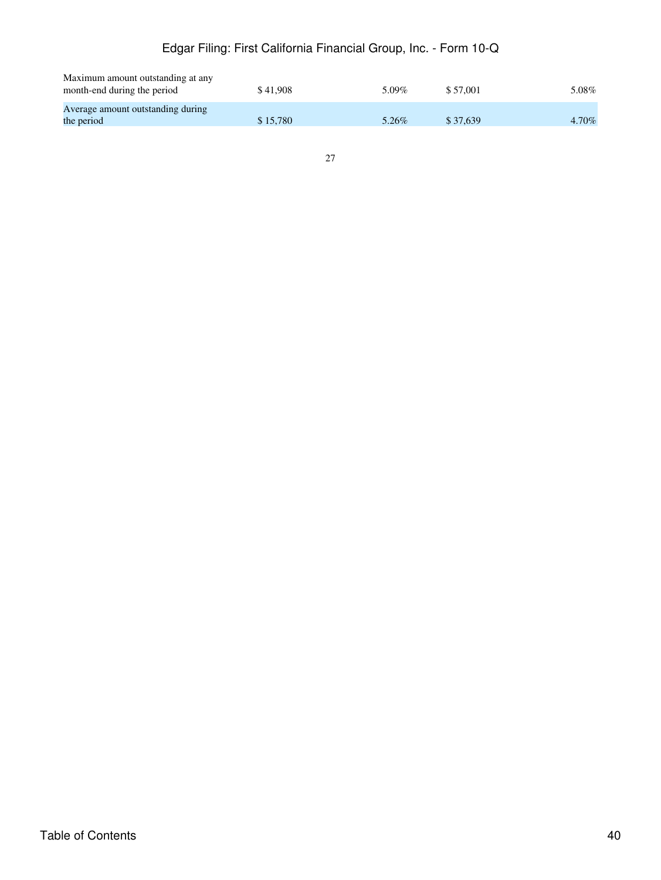| | | | | |
|---|---|---|---|---|
| Maximum amount outstanding at any month-end during the period | $ 41,908 | 5.09% | $ 57,001 | 5.08% |
| Average amount outstanding during the period | $ 15,780 | 5.26% | $ 37,639 | 4.70% |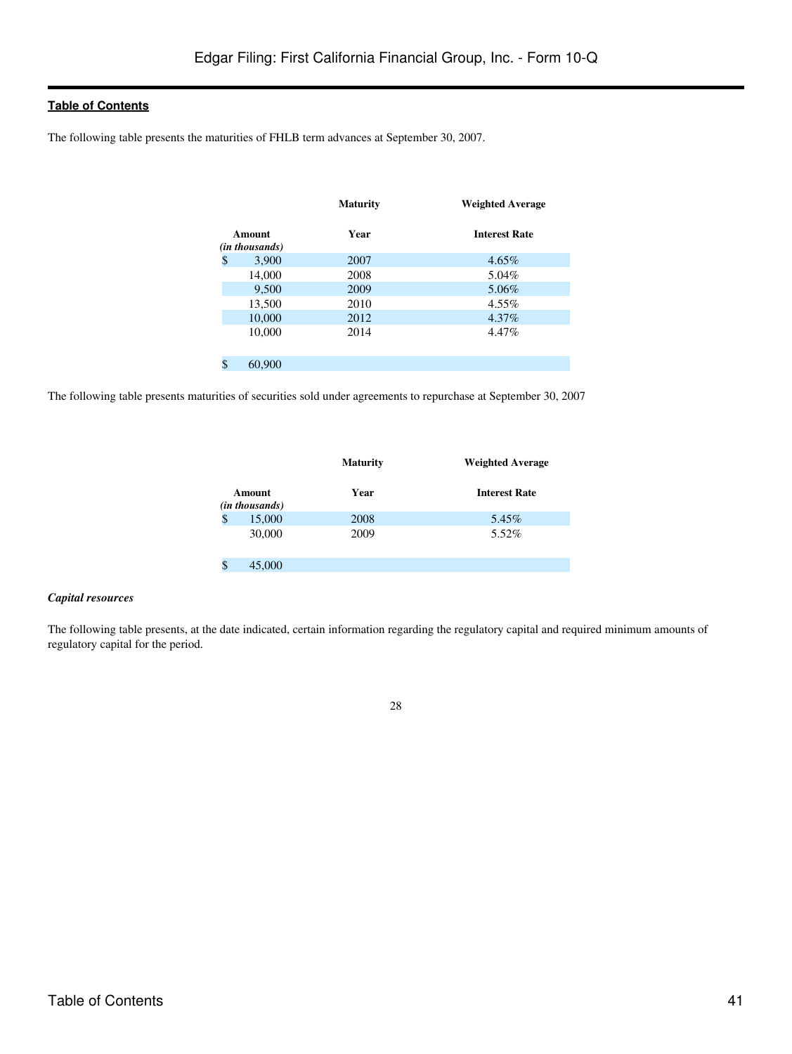The following table presents the maturities of FHLB term advances at September 30, 2007.

| Amount (in thousands) | Maturity Year | Weighted Average Interest Rate |
| --- | --- | --- |
| $ 3,900 | 2007 | 4.65% |
| 14,000 | 2008 | 5.04% |
| 9,500 | 2009 | 5.06% |
| 13,500 | 2010 | 4.55% |
| 10,000 | 2012 | 4.37% |
| 10,000 | 2014 | 4.47% |
| $ 60,900 | | |

The following table presents maturities of securities sold under agreements to repurchase at September 30, 2007

| Amount (in thousands) | Maturity Year | Weighted Average Interest Rate |
| --- | --- | --- |
| $ 15,000 | 2008 | 5.45% |
| 30,000 | 2009 | 5.52% |
| $ 45,000 | | |

***Capital resources***

The following table presents, at the date indicated, certain information regarding the regulatory capital and required minimum amounts of regulatory capital for the period.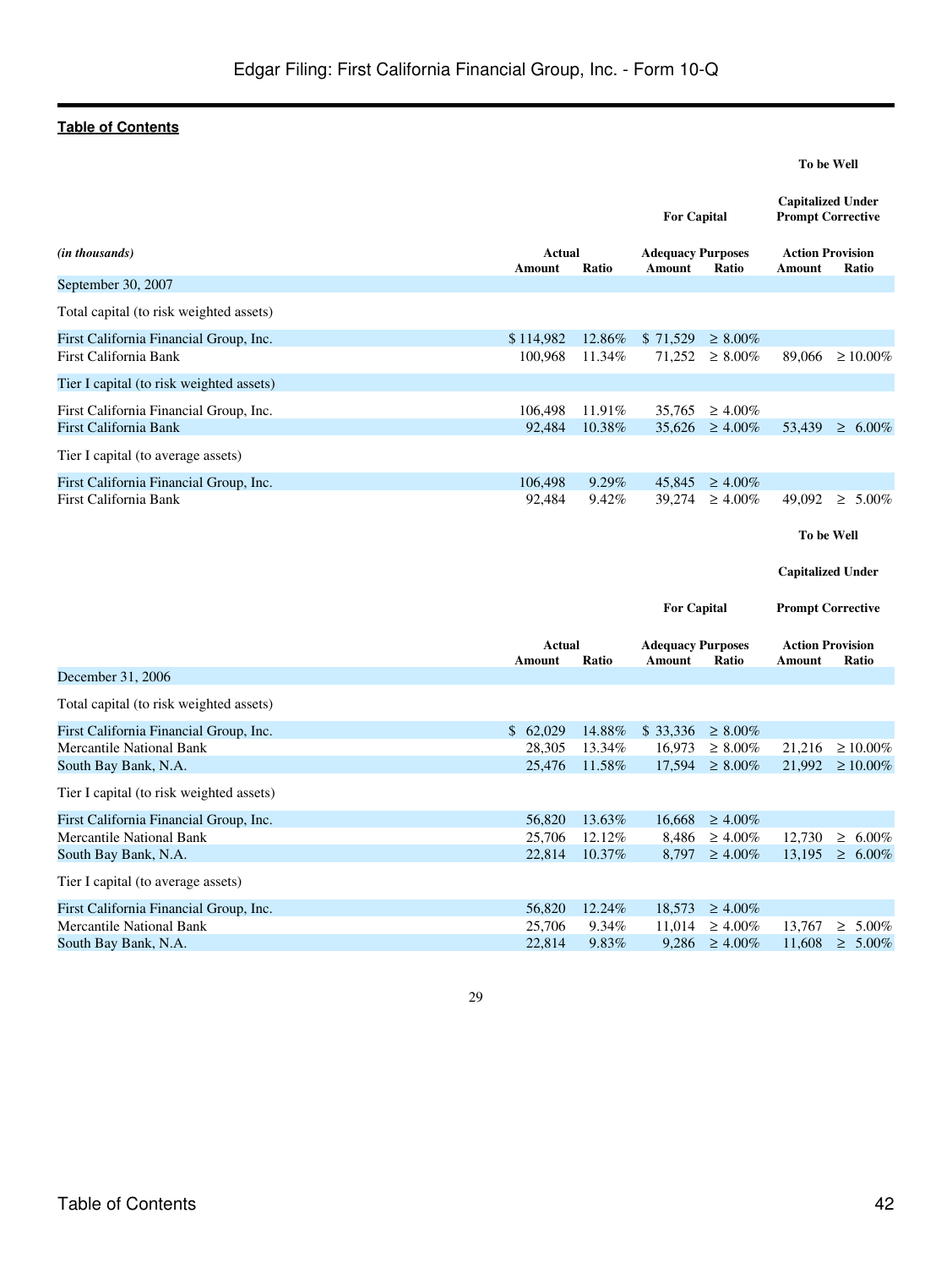[Table of Contents](#)

| (in thousands) | Actual | | For Capital Adequacy Purposes | | To be Well Capitalized Under Prompt Corrective Action Provision | |
|---|---|---|---|---|---|---|
| | Amount | Ratio | Amount | Ratio | Amount | Ratio |
| September 30, 2007 | | | | | | |
| Total capital (to risk weighted assets) | | | | | | |
| First California Financial Group, Inc. | $ 114,982 | 12.86% | $ 71,529 | ≥ 8.00% | | |
| First California Bank | 100,968 | 11.34% | 71,252 | ≥ 8.00% | 89,066 | ≥ 10.00% |
| Tier I capital (to risk weighted assets) | | | | | | |
| First California Financial Group, Inc. | 106,498 | 11.91% | 35,765 | ≥ 4.00% | | |
| First California Bank | 92,484 | 10.38% | 35,626 | ≥ 4.00% | 53,439 | ≥ 6.00% |
| Tier I capital (to average assets) | | | | | | |
| First California Financial Group, Inc. | 106,498 | 9.29% | 45,845 | ≥ 4.00% | | |
| First California Bank | 92,484 | 9.42% | 39,274 | ≥ 4.00% | 49,092 | ≥ 5.00% |

| | Actual | | For Capital Adequacy Purposes | | To be Well Capitalized Under Prompt Corrective Action Provision | |
|---|---|---|---|---|---|---|
| | Amount | Ratio | Amount | Ratio | Amount | Ratio |
| December 31, 2006 | | | | | | |
| Total capital (to risk weighted assets) | | | | | | |
| First California Financial Group, Inc. | $ 62,029 | 14.88% | $ 33,336 | ≥ 8.00% | | |
| Mercantile National Bank | 28,305 | 13.34% | 16,973 | ≥ 8.00% | 21,216 | ≥ 10.00% |
| South Bay Bank, N.A. | 25,476 | 11.58% | 17,594 | ≥ 8.00% | 21,992 | ≥ 10.00% |
| Tier I capital (to risk weighted assets) | | | | | | |
| First California Financial Group, Inc. | 56,820 | 13.63% | 16,668 | ≥ 4.00% | | |
| Mercantile National Bank | 25,706 | 12.12% | 8,486 | ≥ 4.00% | 12,730 | ≥ 6.00% |
| South Bay Bank, N.A. | 22,814 | 10.37% | 8,797 | ≥ 4.00% | 13,195 | ≥ 6.00% |
| Tier I capital (to average assets) | | | | | | |
| First California Financial Group, Inc. | 56,820 | 12.24% | 18,573 | ≥ 4.00% | | |
| Mercantile National Bank | 25,706 | 9.34% | 11,014 | ≥ 4.00% | 13,767 | ≥ 5.00% |
| South Bay Bank, N.A. | 22,814 | 9.83% | 9,286 | ≥ 4.00% | 11,608 | ≥ 5.00% |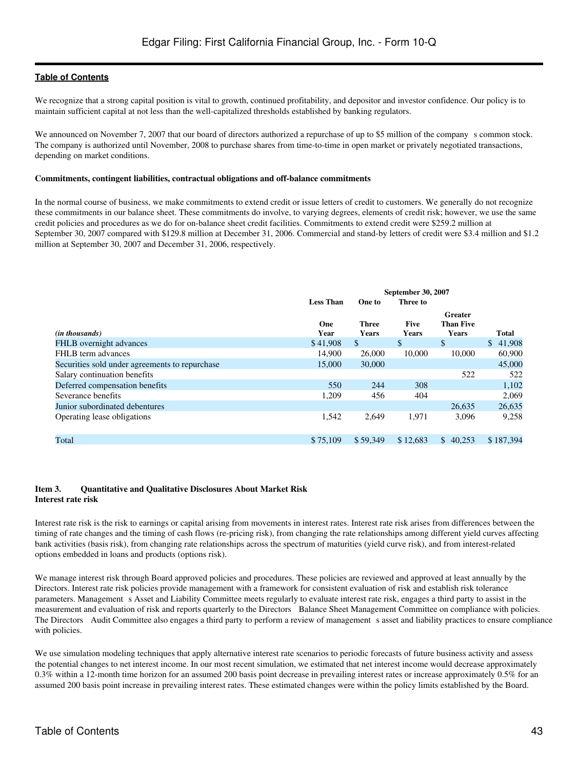**Table of Contents**

We recognize that a strong capital position is vital to growth, continued profitability, and depositor and investor confidence. Our policy is to maintain sufficient capital at not less than the well-capitalized thresholds established by banking regulators.

We announced on November 7, 2007 that our board of directors authorized a repurchase of up to $5 million of the company s common stock. The company is authorized until November, 2008 to purchase shares from time-to-time in open market or privately negotiated transactions, depending on market conditions.

**Commitments, contingent liabilities, contractual obligations and off-balance commitments**

In the normal course of business, we make commitments to extend credit or issue letters of credit to customers. We generally do not recognize these commitments in our balance sheet. These commitments do involve, to varying degrees, elements of credit risk; however, we use the same credit policies and procedures as we do for on-balance sheet credit facilities. Commitments to extend credit were $259.2 million at September 30, 2007 compared with $129.8 million at December 31, 2006. Commercial and stand-by letters of credit were $3.4 million and $1.2 million at September 30, 2007 and December 31, 2006, respectively.

| | September 30, 2007 | | | | |
|---|---|---|---|---|---|
| *(in thousands)* | Less Than One Year | One to Three Years | Three to Five Years | Greater Than Five Years | Total |
| FHLB overnight advances | $ 41,908 | $ | $ | $ | $ 41,908 |
| FHLB term advances | 14,900 | 26,000 | 10,000 | 10,000 | 60,900 |
| Securities sold under agreements to repurchase | 15,000 | 30,000 | | | 45,000 |
| Salary continuation benefits | | | | 522 | 522 |
| Deferred compensation benefits | 550 | 244 | 308 | | 1,102 |
| Severance benefits | 1,209 | 456 | 404 | | 2,069 |
| Junior subordinated debentures | | | | 26,635 | 26,635 |
| Operating lease obligations | 1,542 | 2,649 | 1,971 | 3,096 | 9,258 |
| Total | $ 75,109 | $ 59,349 | $ 12,683 | $ 40,253 | $ 187,394 |

**Item 3. Quantitative and Qualitative Disclosures About Market Risk**

**Interest rate risk**

Interest rate risk is the risk to earnings or capital arising from movements in interest rates. Interest rate risk arises from differences between the timing of rate changes and the timing of cash flows (re-pricing risk), from changing the rate relationships among different yield curves affecting bank activities (basis risk), from changing rate relationships across the spectrum of maturities (yield curve risk), and from interest-related options embedded in loans and products (options risk).

We manage interest risk through Board approved policies and procedures. These policies are reviewed and approved at least annually by the Directors. Interest rate risk policies provide management with a framework for consistent evaluation of risk and establish risk tolerance parameters. Management s Asset and Liability Committee meets regularly to evaluate interest rate risk, engages a third party to assist in the measurement and evaluation of risk and reports quarterly to the Directors Balance Sheet Management Committee on compliance with policies. The Directors Audit Committee also engages a third party to perform a review of management s asset and liability practices to ensure compliance with policies.

We use simulation modeling techniques that apply alternative interest rate scenarios to periodic forecasts of future business activity and assess the potential changes to net interest income. In our most recent simulation, we estimated that net interest income would decrease approximately 0.3% within a 12-month time horizon for an assumed 200 basis point decrease in prevailing interest rates or increase approximately 0.5% for an assumed 200 basis point increase in prevailing interest rates. These estimated changes were within the policy limits established by the Board.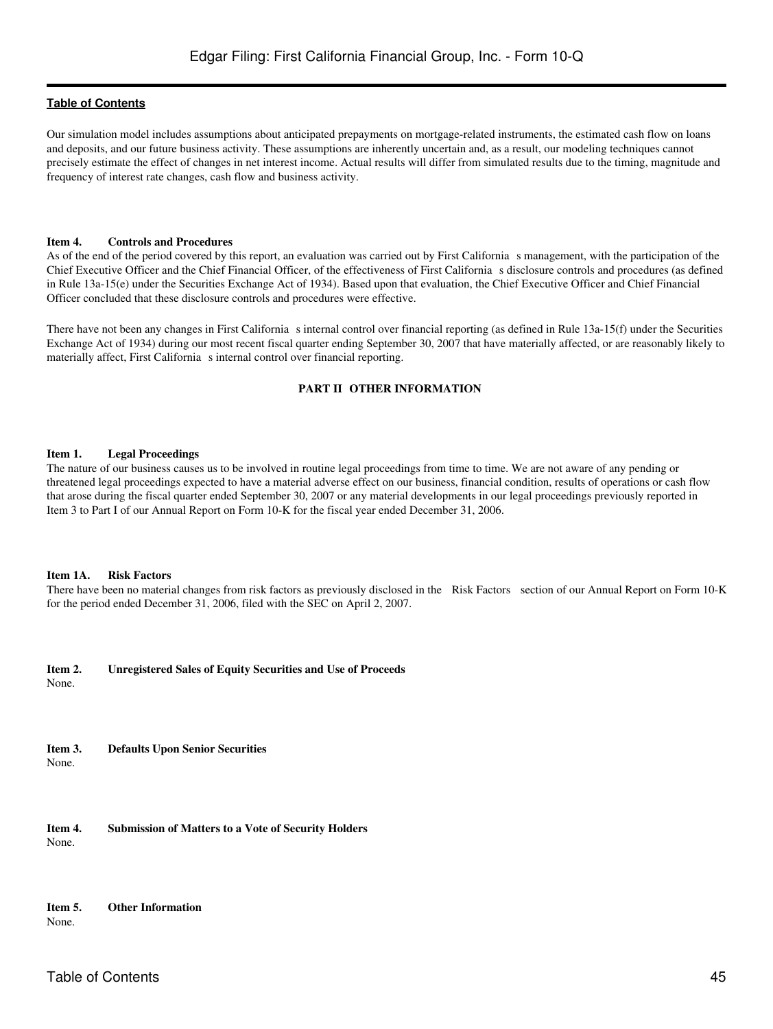Our simulation model includes assumptions about anticipated prepayments on mortgage-related instruments, the estimated cash flow on loans and deposits, and our future business activity. These assumptions are inherently uncertain and, as a result, our modeling techniques cannot precisely estimate the effect of changes in net interest income. Actual results will differ from simulated results due to the timing, magnitude and frequency of interest rate changes, cash flow and business activity.

**Item 4. Controls and Procedures**

As of the end of the period covered by this report, an evaluation was carried out by First California s management, with the participation of the Chief Executive Officer and the Chief Financial Officer, of the effectiveness of First California s disclosure controls and procedures (as defined in Rule 13a-15(e) under the Securities Exchange Act of 1934). Based upon that evaluation, the Chief Executive Officer and Chief Financial Officer concluded that these disclosure controls and procedures were effective.

There have not been any changes in First California s internal control over financial reporting (as defined in Rule 13a-15(f) under the Securities Exchange Act of 1934) during our most recent fiscal quarter ending September 30, 2007 that have materially affected, or are reasonably likely to materially affect, First California s internal control over financial reporting.

## PART II OTHER INFORMATION

**Item 1. Legal Proceedings**

The nature of our business causes us to be involved in routine legal proceedings from time to time. We are not aware of any pending or threatened legal proceedings expected to have a material adverse effect on our business, financial condition, results of operations or cash flow that arose during the fiscal quarter ended September 30, 2007 or any material developments in our legal proceedings previously reported in Item 3 to Part I of our Annual Report on Form 10-K for the fiscal year ended December 31, 2006.

**Item 1A. Risk Factors**

There have been no material changes from risk factors as previously disclosed in the Risk Factors section of our Annual Report on Form 10-K for the period ended December 31, 2006, filed with the SEC on April 2, 2007.

**Item 2. Unregistered Sales of Equity Securities and Use of Proceeds**

None.

**Item 3. Defaults Upon Senior Securities**

None.

**Item 4. Submission of Matters to a Vote of Security Holders**

None.

**Item 5. Other Information**

None.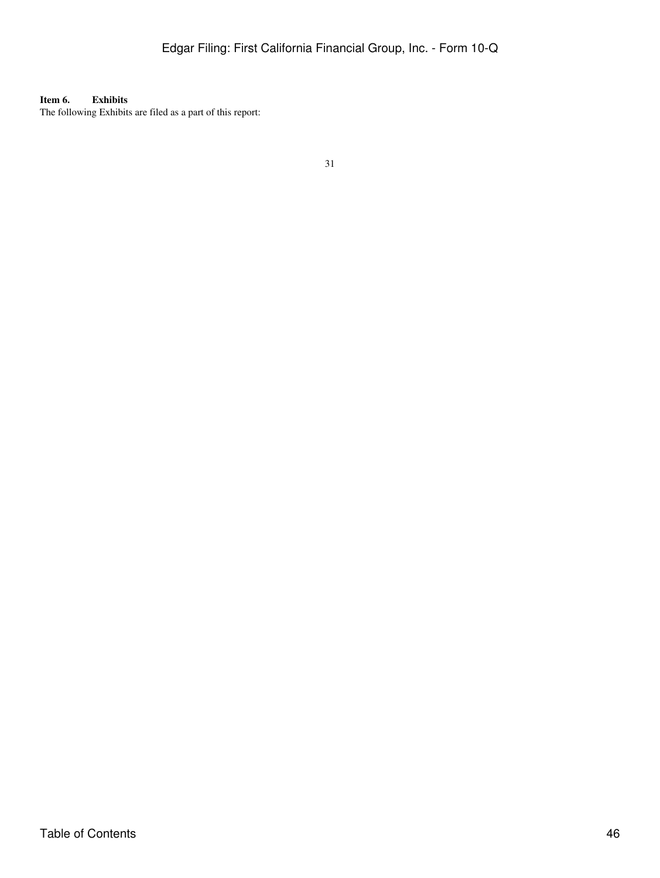**Item 6. Exhibits**

The following Exhibits are filed as a part of this report: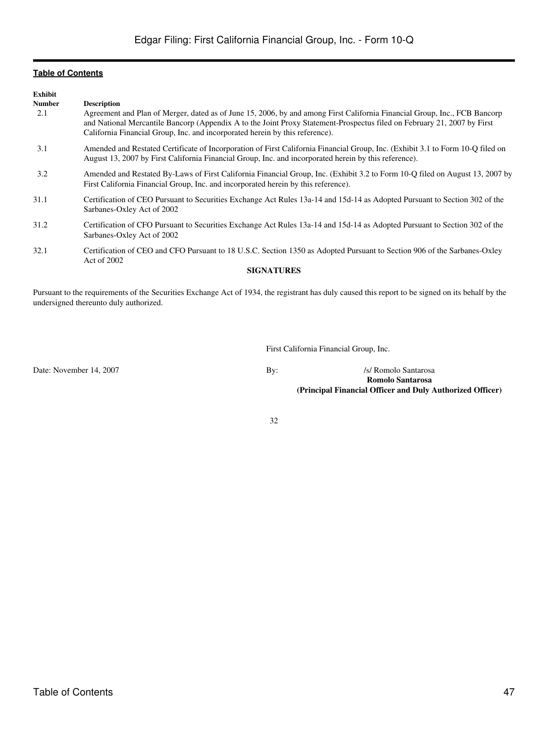[Table of Contents](#)

| Exhibit Number | Description |
| --- | --- |
| 2.1 | Agreement and Plan of Merger, dated as of June 15, 2006, by and among First California Financial Group, Inc., FCB Bancorp and National Mercantile Bancorp (Appendix A to the Joint Proxy Statement-Prospectus filed on February 21, 2007 by First California Financial Group, Inc. and incorporated herein by this reference). |
| 3.1 | Amended and Restated Certificate of Incorporation of First California Financial Group, Inc. (Exhibit 3.1 to Form 10-Q filed on August 13, 2007 by First California Financial Group, Inc. and incorporated herein by this reference). |
| 3.2 | Amended and Restated By-Laws of First California Financial Group, Inc. (Exhibit 3.2 to Form 10-Q filed on August 13, 2007 by First California Financial Group, Inc. and incorporated herein by this reference). |
| 31.1 | Certification of CEO Pursuant to Securities Exchange Act Rules 13a-14 and 15d-14 as Adopted Pursuant to Section 302 of the Sarbanes-Oxley Act of 2002 |
| 31.2 | Certification of CFO Pursuant to Securities Exchange Act Rules 13a-14 and 15d-14 as Adopted Pursuant to Section 302 of the Sarbanes-Oxley Act of 2002 |
| 32.1 | Certification of CEO and CFO Pursuant to 18 U.S.C. Section 1350 as Adopted Pursuant to Section 906 of the Sarbanes-Oxley Act of 2002 |

**SIGNATURES**

Pursuant to the requirements of the Securities Exchange Act of 1934, the registrant has duly caused this report to be signed on its behalf by the undersigned thereunto duly authorized.

First California Financial Group, Inc.

Date: November 14, 2007

By: /s/ Romolo Santarosa

**Romolo Santarosa**

**(Principal Financial Officer and Duly Authorized Officer)**